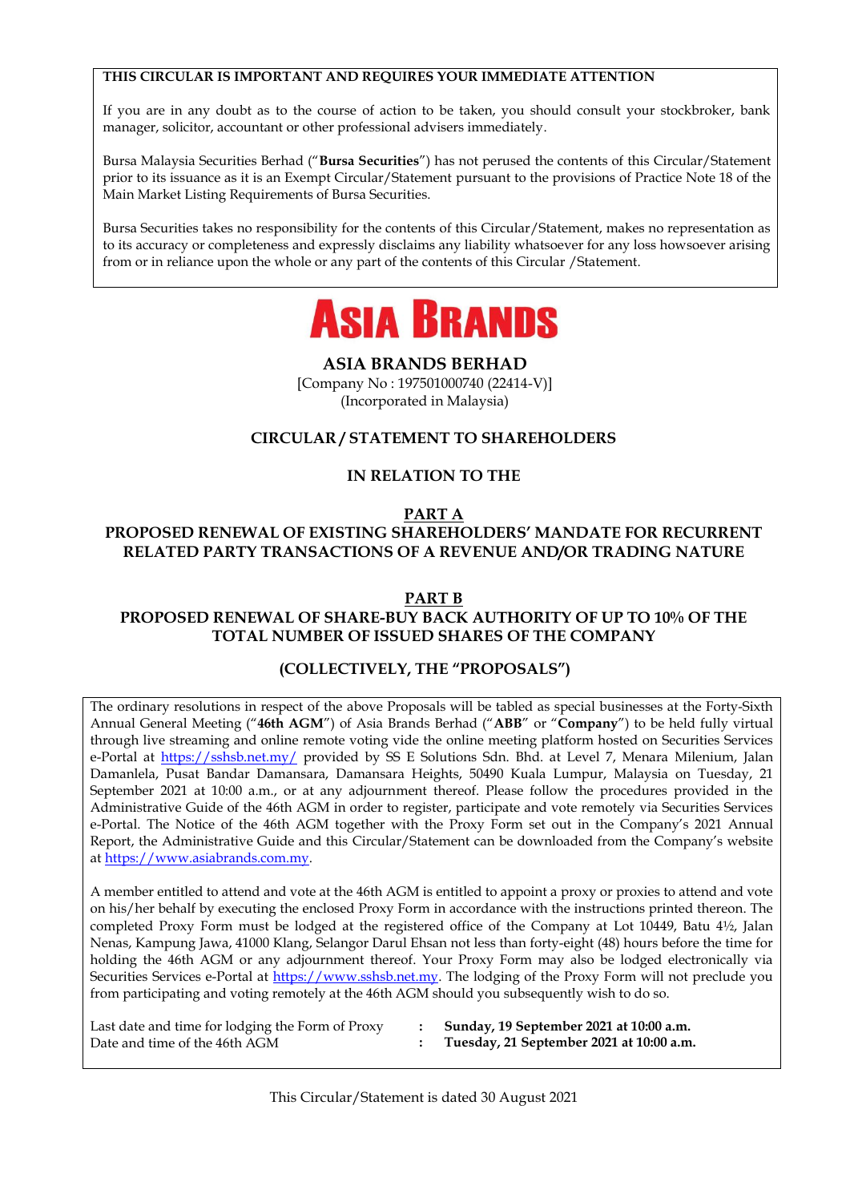**THIS CIRCULAR IS IMPORTANT AND REQUIRES YOUR IMMEDIATE ATTENTION**

If you are in any doubt as to the course of action to be taken, you should consult your stockbroker, bank manager, solicitor, accountant or other professional advisers immediately.

Bursa Malaysia Securities Berhad ("**Bursa Securities**") has not perused the contents of this Circular/Statement prior to its issuance as it is an Exempt Circular/Statement pursuant to the provisions of Practice Note 18 of the Main Market Listing Requirements of Bursa Securities.

Bursa Securities takes no responsibility for the contents of this Circular/Statement, makes no representation as to its accuracy or completeness and expressly disclaims any liability whatsoever for any loss howsoever arising from or in reliance upon the whole or any part of the contents of this Circular /Statement.

# ASIA BRANDS

## ASIA BRANDS BERHAD

[Company No : 197501000740 (22414-V)]
(Incorporated in Malaysia)

## CIRCULAR / STATEMENT TO SHAREHOLDERS

## IN RELATION TO THE

## PART A
## PROPOSED RENEWAL OF EXISTING SHAREHOLDERS' MANDATE FOR RECURRENT RELATED PARTY TRANSACTIONS OF A REVENUE AND/OR TRADING NATURE

## PART B
## PROPOSED RENEWAL OF SHARE-BUY BACK AUTHORITY OF UP TO 10% OF THE TOTAL NUMBER OF ISSUED SHARES OF THE COMPANY

## (COLLECTIVELY, THE "PROPOSALS")

The ordinary resolutions in respect of the above Proposals will be tabled as special businesses at the Forty-Sixth Annual General Meeting ("**46th AGM**") of Asia Brands Berhad ("**ABB**" or "**Company**") to be held fully virtual through live streaming and online remote voting vide the online meeting platform hosted on Securities Services e-Portal at https://sshsb.net.my/ provided by SS E Solutions Sdn. Bhd. at Level 7, Menara Milenium, Jalan Damanlela, Pusat Bandar Damansara, Damansara Heights, 50490 Kuala Lumpur, Malaysia on Tuesday, 21 September 2021 at 10:00 a.m., or at any adjournment thereof. Please follow the procedures provided in the Administrative Guide of the 46th AGM in order to register, participate and vote remotely via Securities Services e-Portal. The Notice of the 46th AGM together with the Proxy Form set out in the Company's 2021 Annual Report, the Administrative Guide and this Circular/Statement can be downloaded from the Company's website at https://www.asiabrands.com.my.

A member entitled to attend and vote at the 46th AGM is entitled to appoint a proxy or proxies to attend and vote on his/her behalf by executing the enclosed Proxy Form in accordance with the instructions printed thereon. The completed Proxy Form must be lodged at the registered office of the Company at Lot 10449, Batu 4½, Jalan Nenas, Kampung Jawa, 41000 Klang, Selangor Darul Ehsan not less than forty-eight (48) hours before the time for holding the 46th AGM or any adjournment thereof. Your Proxy Form may also be lodged electronically via Securities Services e-Portal at https://www.sshsb.net.my. The lodging of the Proxy Form will not preclude you from participating and voting remotely at the 46th AGM should you subsequently wish to do so.

| | | |
|---|---|---|
| Last date and time for lodging the Form of Proxy | : | **Sunday, 19 September 2021 at 10:00 a.m.** |
| Date and time of the 46th AGM | : | **Tuesday, 21 September 2021 at 10:00 a.m.** |

This Circular/Statement is dated 30 August 2021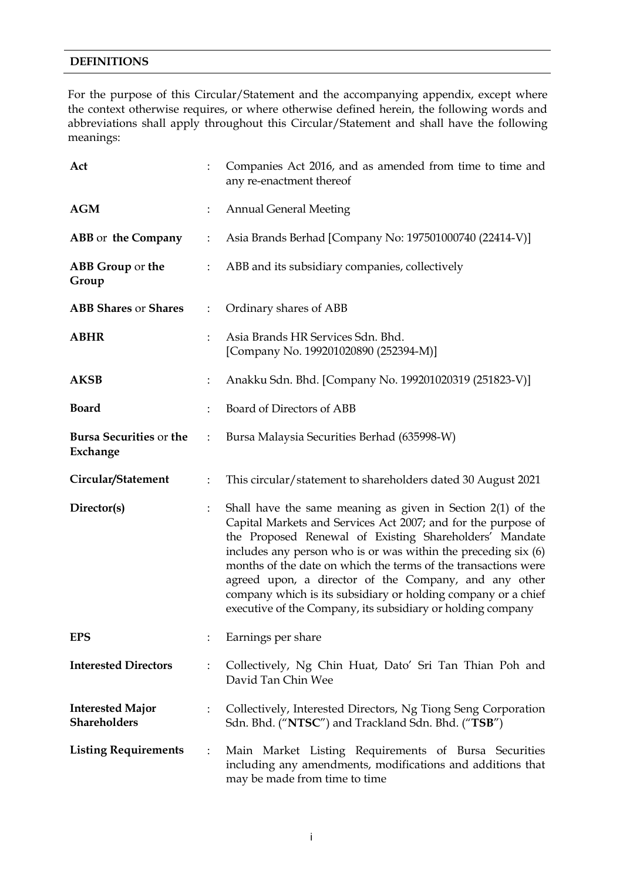## DEFINITIONS

For the purpose of this Circular/Statement and the accompanying appendix, except where the context otherwise requires, or where otherwise defined herein, the following words and abbreviations shall apply throughout this Circular/Statement and shall have the following meanings:

| | | |
|---|---|---|
| **Act** | : | Companies Act 2016, and as amended from time to time and any re-enactment thereof |
| **AGM** | : | Annual General Meeting |
| **ABB** or **the Company** | : | Asia Brands Berhad [Company No: 197501000740 (22414-V)] |
| **ABB Group** or **the Group** | : | ABB and its subsidiary companies, collectively |
| **ABB Shares** or **Shares** | : | Ordinary shares of ABB |
| **ABHR** | : | Asia Brands HR Services Sdn. Bhd. [Company No. 199201020890 (252394-M)] |
| **AKSB** | : | Anakku Sdn. Bhd. [Company No. 199201020319 (251823-V)] |
| **Board** | : | Board of Directors of ABB |
| **Bursa Securities** or **the Exchange** | : | Bursa Malaysia Securities Berhad (635998-W) |
| **Circular/Statement** | : | This circular/statement to shareholders dated 30 August 2021 |
| **Director(s)** | : | Shall have the same meaning as given in Section 2(1) of the Capital Markets and Services Act 2007; and for the purpose of the Proposed Renewal of Existing Shareholders' Mandate includes any person who is or was within the preceding six (6) months of the date on which the terms of the transactions were agreed upon, a director of the Company, and any other company which is its subsidiary or holding company or a chief executive of the Company, its subsidiary or holding company |
| **EPS** | : | Earnings per share |
| **Interested Directors** | : | Collectively, Ng Chin Huat, Dato' Sri Tan Thian Poh and David Tan Chin Wee |
| **Interested Major Shareholders** | : | Collectively, Interested Directors, Ng Tiong Seng Corporation Sdn. Bhd. ("**NTSC**") and Trackland Sdn. Bhd. ("**TSB**") |
| **Listing Requirements** | : | Main Market Listing Requirements of Bursa Securities including any amendments, modifications and additions that may be made from time to time |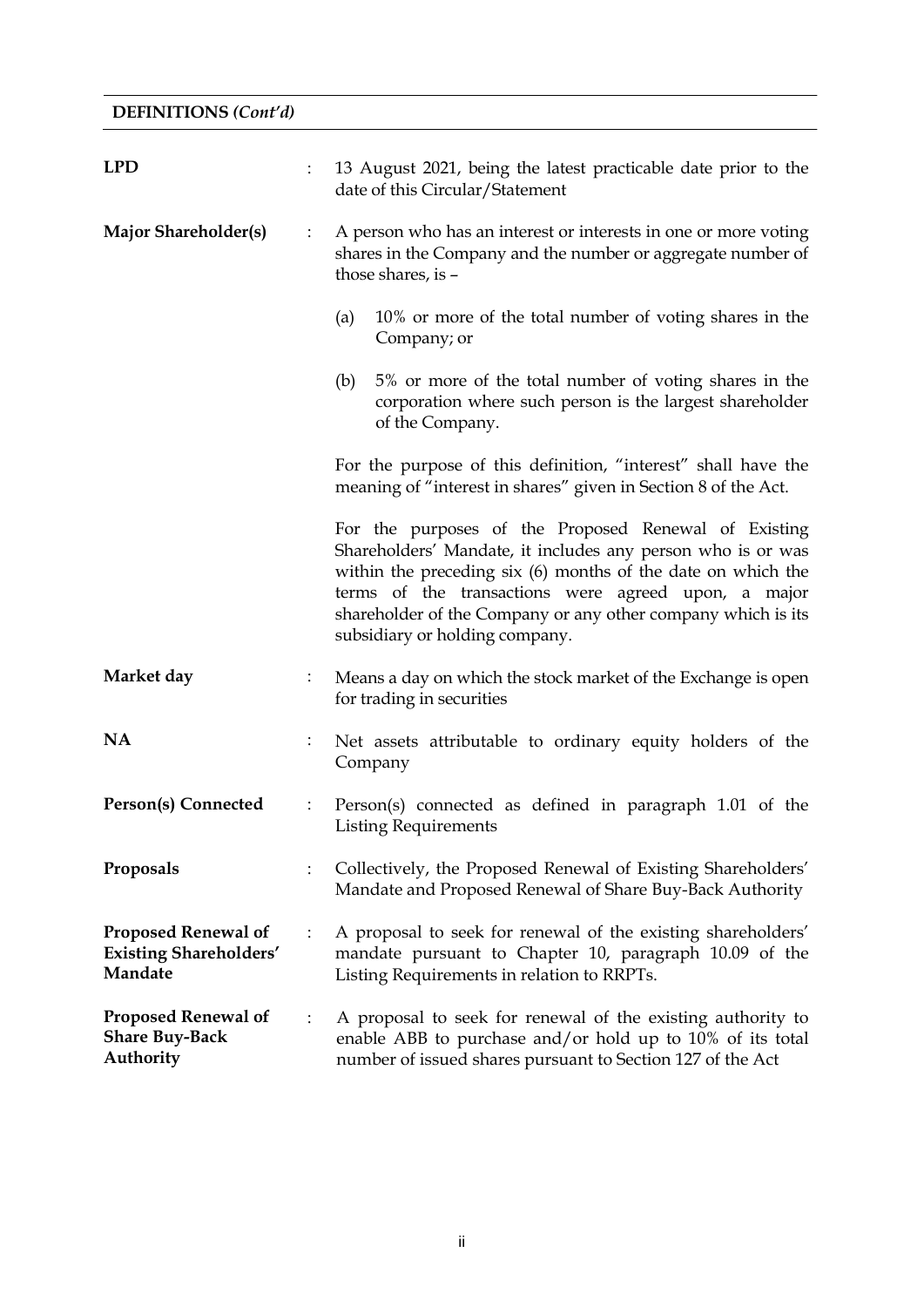**DEFINITIONS *(Cont'd)***

| | | |
|---|---|---|
| **LPD** | : | 13 August 2021, being the latest practicable date prior to the date of this Circular/Statement |
| **Major Shareholder(s)** | : | A person who has an interest or interests in one or more voting shares in the Company and the number or aggregate number of those shares, is –<br><br>(a) 10% or more of the total number of voting shares in the Company; or<br><br>(b) 5% or more of the total number of voting shares in the corporation where such person is the largest shareholder of the Company.<br><br>For the purpose of this definition, "interest" shall have the meaning of "interest in shares" given in Section 8 of the Act.<br><br>For the purposes of the Proposed Renewal of Existing Shareholders' Mandate, it includes any person who is or was within the preceding six (6) months of the date on which the terms of the transactions were agreed upon, a major shareholder of the Company or any other company which is its subsidiary or holding company. |
| **Market day** | : | Means a day on which the stock market of the Exchange is open for trading in securities |
| **NA** | : | Net assets attributable to ordinary equity holders of the Company |
| **Person(s) Connected** | : | Person(s) connected as defined in paragraph 1.01 of the Listing Requirements |
| **Proposals** | : | Collectively, the Proposed Renewal of Existing Shareholders' Mandate and Proposed Renewal of Share Buy-Back Authority |
| **Proposed Renewal of Existing Shareholders' Mandate** | : | A proposal to seek for renewal of the existing shareholders' mandate pursuant to Chapter 10, paragraph 10.09 of the Listing Requirements in relation to RRPTs. |
| **Proposed Renewal of Share Buy-Back Authority** | : | A proposal to seek for renewal of the existing authority to enable ABB to purchase and/or hold up to 10% of its total number of issued shares pursuant to Section 127 of the Act |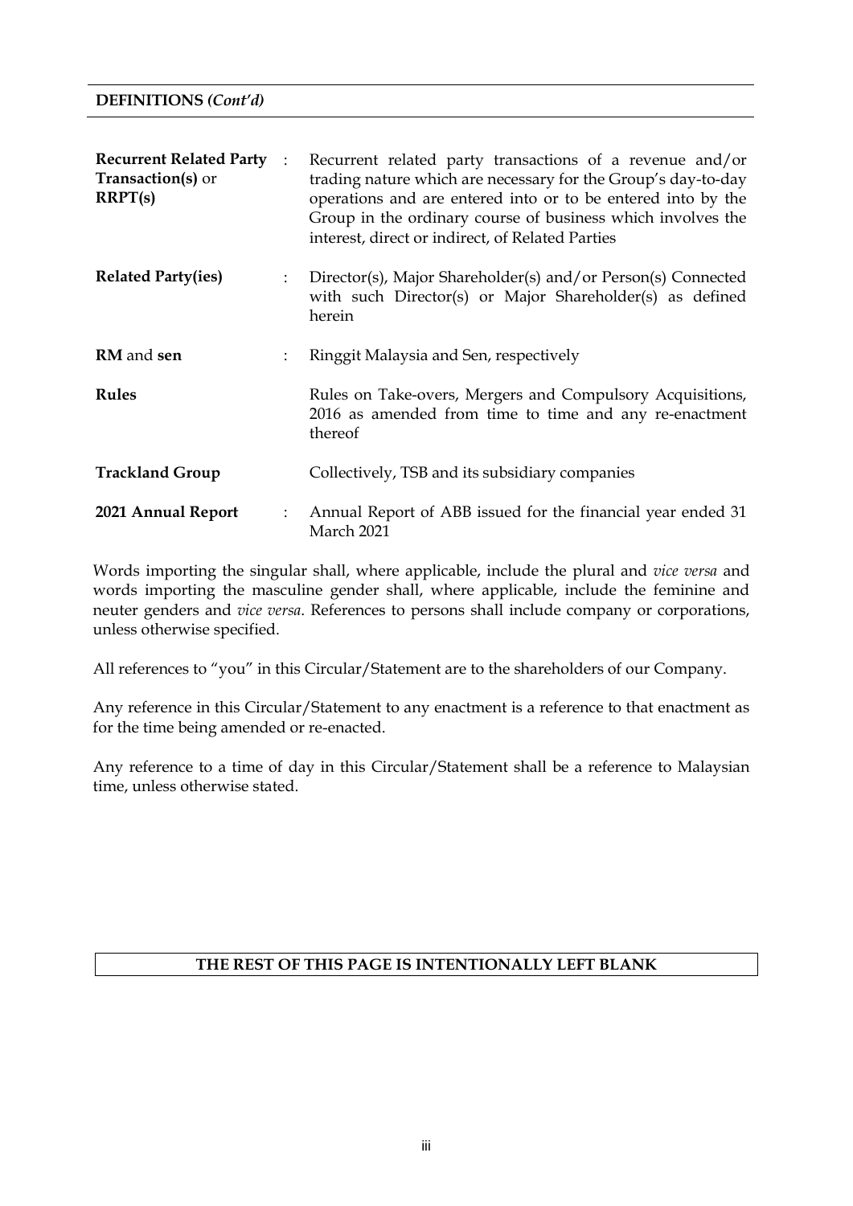**DEFINITIONS *(Cont'd)***

| | | |
|---|---|---|
| **Recurrent Related Party Transaction(s)** or **RRPT(s)** | : | Recurrent related party transactions of a revenue and/or trading nature which are necessary for the Group's day-to-day operations and are entered into or to be entered into by the Group in the ordinary course of business which involves the interest, direct or indirect, of Related Parties |
| **Related Party(ies)** | : | Director(s), Major Shareholder(s) and/or Person(s) Connected with such Director(s) or Major Shareholder(s) as defined herein |
| **RM** and **sen** | : | Ringgit Malaysia and Sen, respectively |
| **Rules** | | Rules on Take-overs, Mergers and Compulsory Acquisitions, 2016 as amended from time to time and any re-enactment thereof |
| **Trackland Group** | | Collectively, TSB and its subsidiary companies |
| **2021 Annual Report** | : | Annual Report of ABB issued for the financial year ended 31 March 2021 |

Words importing the singular shall, where applicable, include the plural and *vice versa* and words importing the masculine gender shall, where applicable, include the feminine and neuter genders and *vice versa*. References to persons shall include company or corporations, unless otherwise specified.

All references to "you" in this Circular/Statement are to the shareholders of our Company.

Any reference in this Circular/Statement to any enactment is a reference to that enactment as for the time being amended or re-enacted.

Any reference to a time of day in this Circular/Statement shall be a reference to Malaysian time, unless otherwise stated.

**THE REST OF THIS PAGE IS INTENTIONALLY LEFT BLANK**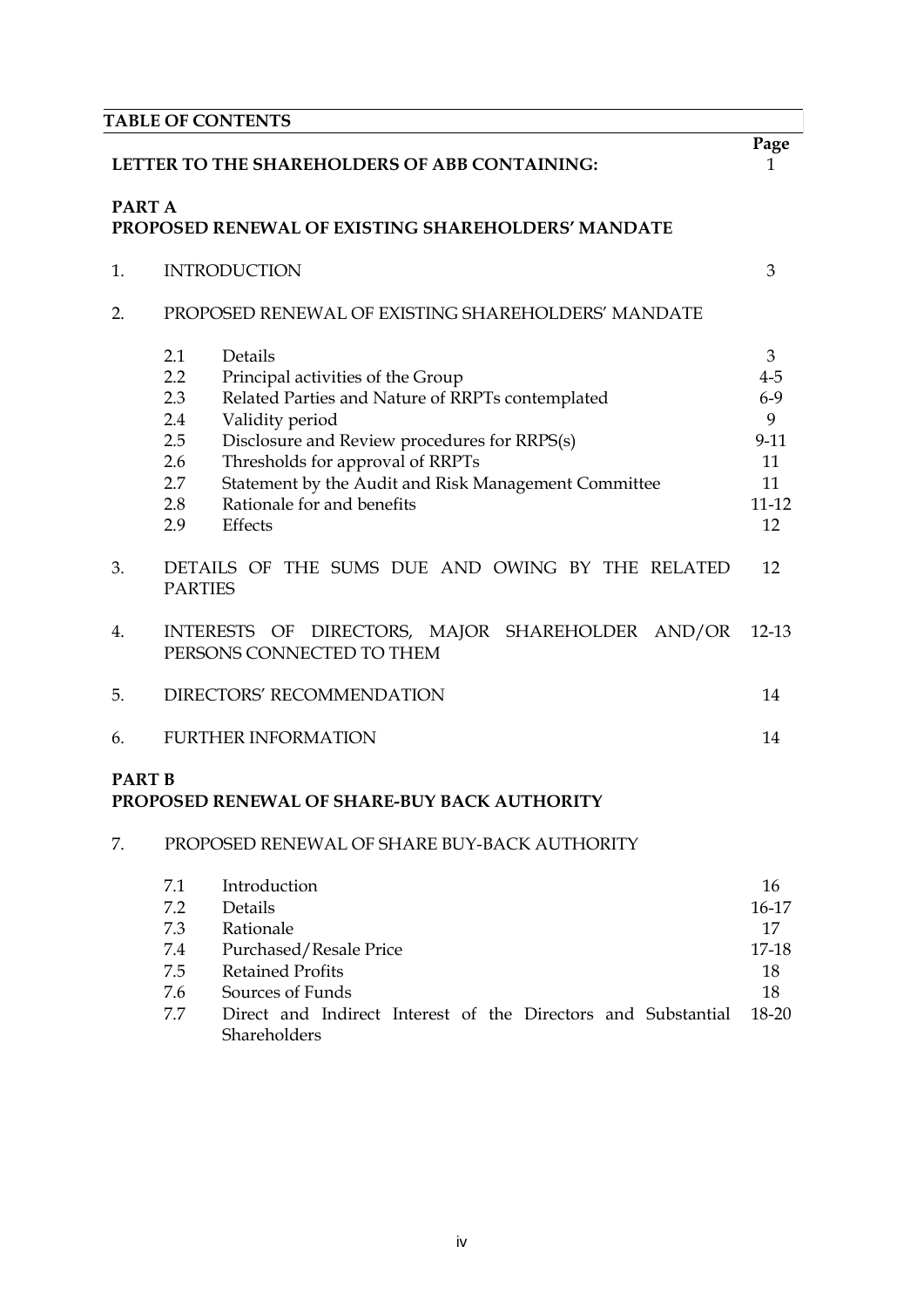## TABLE OF CONTENTS

| | | | Page |
|---|---|---|---|
| **LETTER TO THE SHAREHOLDERS OF ABB CONTAINING:** | | | 1 |
| **PART A** | | | |
| **PROPOSED RENEWAL OF EXISTING SHAREHOLDERS' MANDATE** | | | |
| 1. | INTRODUCTION | | 3 |
| 2. | PROPOSED RENEWAL OF EXISTING SHAREHOLDERS' MANDATE | | |
| | 2.1 | Details | 3 |
| | 2.2 | Principal activities of the Group | 4-5 |
| | 2.3 | Related Parties and Nature of RRPTs contemplated | 6-9 |
| | 2.4 | Validity period | 9 |
| | 2.5 | Disclosure and Review procedures for RRPS(s) | 9-11 |
| | 2.6 | Thresholds for approval of RRPTs | 11 |
| | 2.7 | Statement by the Audit and Risk Management Committee | 11 |
| | 2.8 | Rationale for and benefits | 11-12 |
| | 2.9 | Effects | 12 |
| 3. | DETAILS OF THE SUMS DUE AND OWING BY THE RELATED PARTIES | | 12 |
| 4. | INTERESTS OF DIRECTORS, MAJOR SHAREHOLDER AND/OR PERSONS CONNECTED TO THEM | | 12-13 |
| 5. | DIRECTORS' RECOMMENDATION | | 14 |
| 6. | FURTHER INFORMATION | | 14 |
| **PART B** | | | |
| **PROPOSED RENEWAL OF SHARE-BUY BACK AUTHORITY** | | | |
| 7. | PROPOSED RENEWAL OF SHARE BUY-BACK AUTHORITY | | |
| | 7.1 | Introduction | 16 |
| | 7.2 | Details | 16-17 |
| | 7.3 | Rationale | 17 |
| | 7.4 | Purchased/Resale Price | 17-18 |
| | 7.5 | Retained Profits | 18 |
| | 7.6 | Sources of Funds | 18 |
| | 7.7 | Direct and Indirect Interest of the Directors and Substantial Shareholders | 18-20 |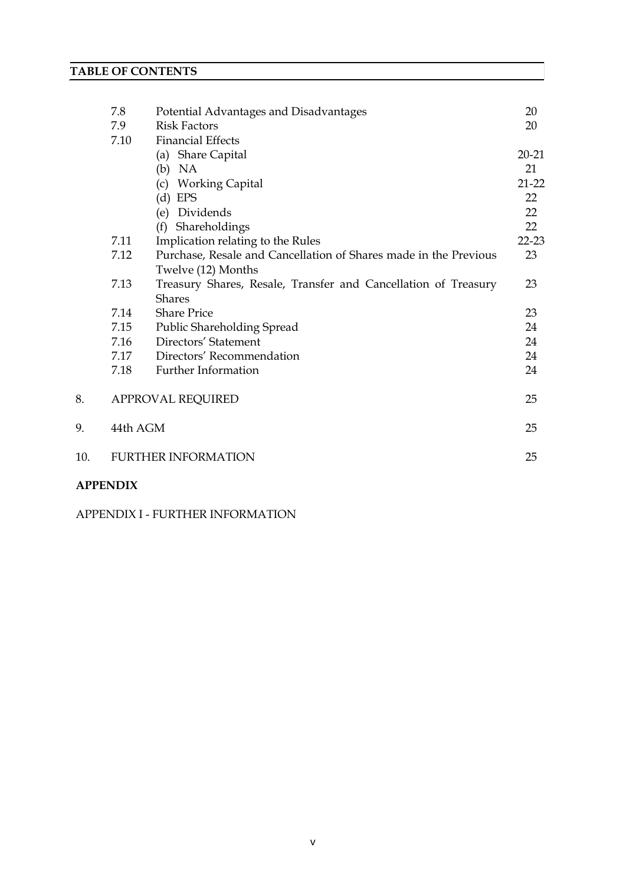**TABLE OF CONTENTS**

| | | | |
|---|---|---|---|
| | 7.8 | Potential Advantages and Disadvantages | 20 |
| | 7.9 | Risk Factors | 20 |
| | 7.10 | Financial Effects | |
| | | (a) Share Capital | 20-21 |
| | | (b) NA | 21 |
| | | (c) Working Capital | 21-22 |
| | | (d) EPS | 22 |
| | | (e) Dividends | 22 |
| | | (f) Shareholdings | 22 |
| | 7.11 | Implication relating to the Rules | 22-23 |
| | 7.12 | Purchase, Resale and Cancellation of Shares made in the Previous Twelve (12) Months | 23 |
| | 7.13 | Treasury Shares, Resale, Transfer and Cancellation of Treasury Shares | 23 |
| | 7.14 | Share Price | 23 |
| | 7.15 | Public Shareholding Spread | 24 |
| | 7.16 | Directors' Statement | 24 |
| | 7.17 | Directors' Recommendation | 24 |
| | 7.18 | Further Information | 24 |
| 8. | APPROVAL REQUIRED | | 25 |
| 9. | 44th AGM | | 25 |
| 10. | FURTHER INFORMATION | | 25 |

**APPENDIX**

APPENDIX I - FURTHER INFORMATION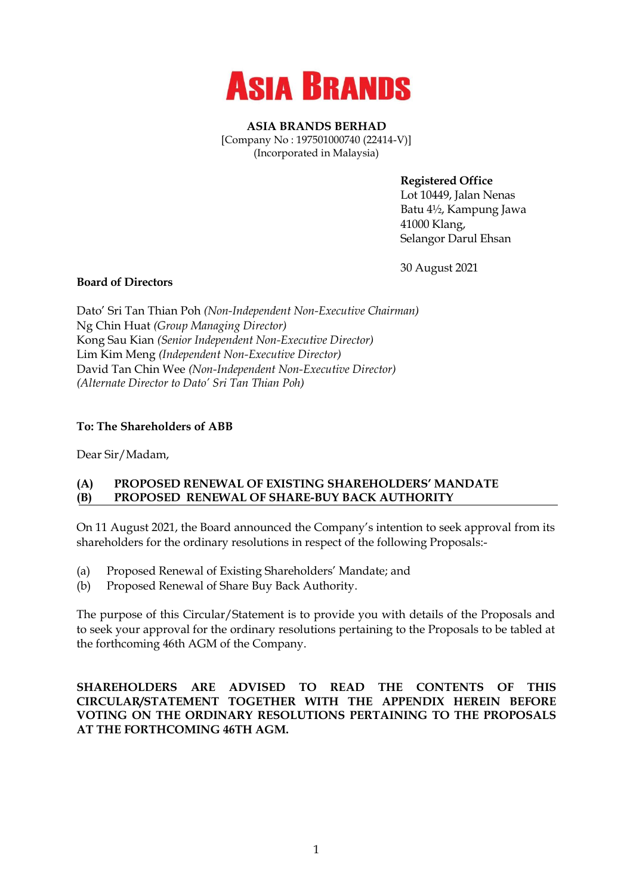# ASIA BRANDS

**ASIA BRANDS BERHAD**
[Company No : 197501000740 (22414-V)]
(Incorporated in Malaysia)

**Registered Office**
Lot 10449, Jalan Nenas
Batu 4½, Kampung Jawa
41000 Klang,
Selangor Darul Ehsan

30 August 2021

**Board of Directors**

Dato' Sri Tan Thian Poh *(Non-Independent Non-Executive Chairman)*
Ng Chin Huat *(Group Managing Director)*
Kong Sau Kian *(Senior Independent Non-Executive Director)*
Lim Kim Meng *(Independent Non-Executive Director)*
David Tan Chin Wee *(Non-Independent Non-Executive Director)*
*(Alternate Director to Dato' Sri Tan Thian Poh)*

**To: The Shareholders of ABB**

Dear Sir/Madam,

**(A) PROPOSED RENEWAL OF EXISTING SHAREHOLDERS' MANDATE**
**(B) PROPOSED RENEWAL OF SHARE-BUY BACK AUTHORITY**

On 11 August 2021, the Board announced the Company's intention to seek approval from its shareholders for the ordinary resolutions in respect of the following Proposals:-

(a) Proposed Renewal of Existing Shareholders' Mandate; and
(b) Proposed Renewal of Share Buy Back Authority.

The purpose of this Circular/Statement is to provide you with details of the Proposals and to seek your approval for the ordinary resolutions pertaining to the Proposals to be tabled at the forthcoming 46th AGM of the Company.

**SHAREHOLDERS ARE ADVISED TO READ THE CONTENTS OF THIS CIRCULAR/STATEMENT TOGETHER WITH THE APPENDIX HEREIN BEFORE VOTING ON THE ORDINARY RESOLUTIONS PERTAINING TO THE PROPOSALS AT THE FORTHCOMING 46TH AGM.**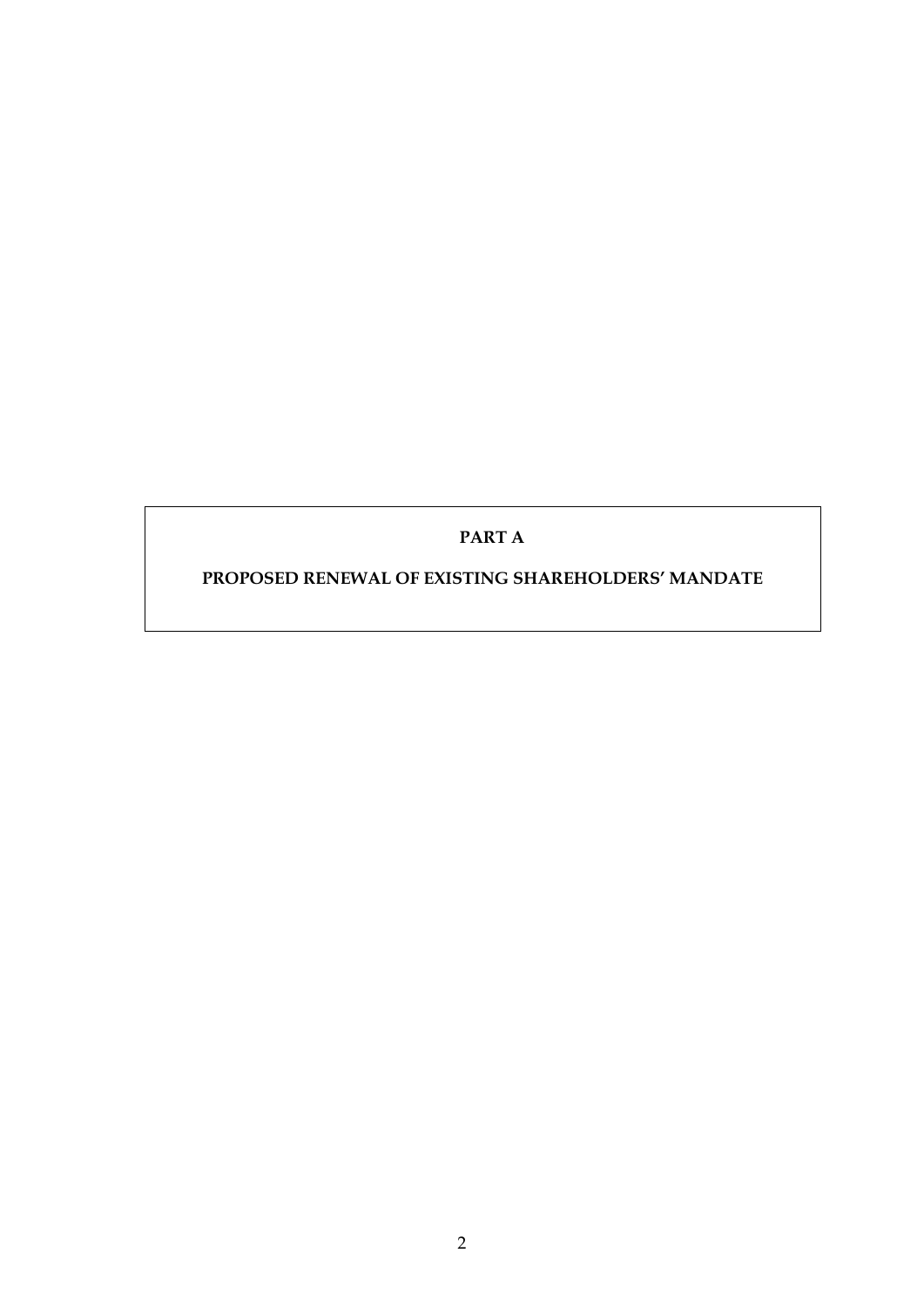# PART A

## PROPOSED RENEWAL OF EXISTING SHAREHOLDERS' MANDATE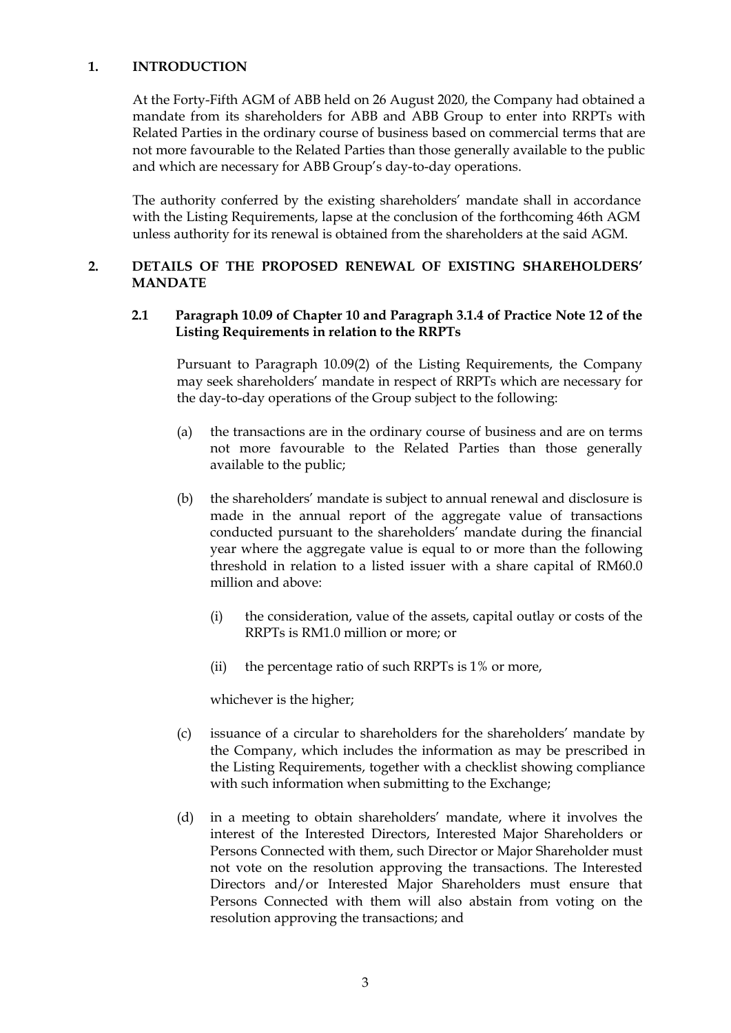## 1. INTRODUCTION

At the Forty-Fifth AGM of ABB held on 26 August 2020, the Company had obtained a mandate from its shareholders for ABB and ABB Group to enter into RRPTs with Related Parties in the ordinary course of business based on commercial terms that are not more favourable to the Related Parties than those generally available to the public and which are necessary for ABB Group's day-to-day operations.

The authority conferred by the existing shareholders' mandate shall in accordance with the Listing Requirements, lapse at the conclusion of the forthcoming 46th AGM unless authority for its renewal is obtained from the shareholders at the said AGM.

## 2. DETAILS OF THE PROPOSED RENEWAL OF EXISTING SHAREHOLDERS' MANDATE

### 2.1 Paragraph 10.09 of Chapter 10 and Paragraph 3.1.4 of Practice Note 12 of the Listing Requirements in relation to the RRPTs

Pursuant to Paragraph 10.09(2) of the Listing Requirements, the Company may seek shareholders' mandate in respect of RRPTs which are necessary for the day-to-day operations of the Group subject to the following:

(a) the transactions are in the ordinary course of business and are on terms not more favourable to the Related Parties than those generally available to the public;

(b) the shareholders' mandate is subject to annual renewal and disclosure is made in the annual report of the aggregate value of transactions conducted pursuant to the shareholders' mandate during the financial year where the aggregate value is equal to or more than the following threshold in relation to a listed issuer with a share capital of RM60.0 million and above:

   (i) the consideration, value of the assets, capital outlay or costs of the RRPTs is RM1.0 million or more; or

   (ii) the percentage ratio of such RRPTs is 1% or more,

   whichever is the higher;

(c) issuance of a circular to shareholders for the shareholders' mandate by the Company, which includes the information as may be prescribed in the Listing Requirements, together with a checklist showing compliance with such information when submitting to the Exchange;

(d) in a meeting to obtain shareholders' mandate, where it involves the interest of the Interested Directors, Interested Major Shareholders or Persons Connected with them, such Director or Major Shareholder must not vote on the resolution approving the transactions. The Interested Directors and/or Interested Major Shareholders must ensure that Persons Connected with them will also abstain from voting on the resolution approving the transactions; and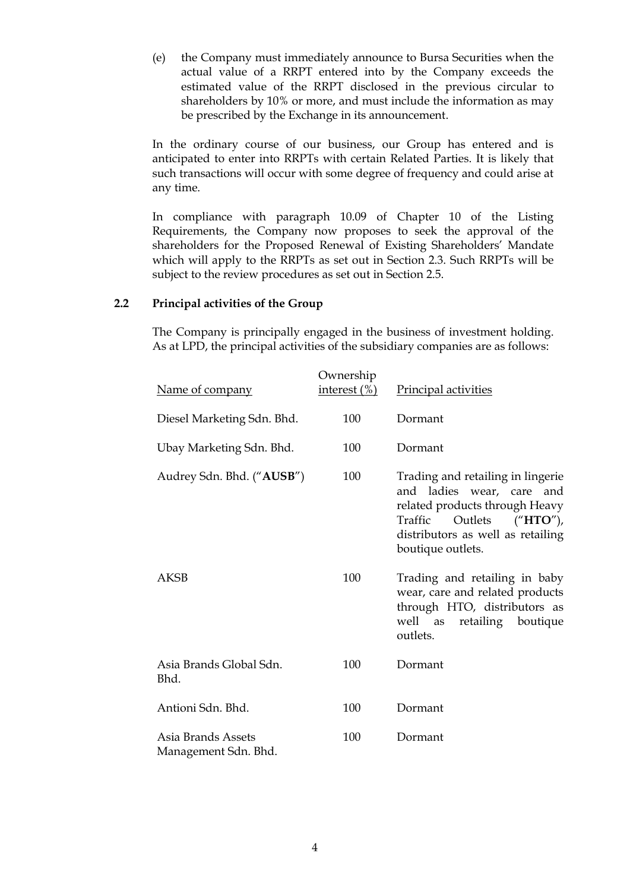(e) the Company must immediately announce to Bursa Securities when the actual value of a RRPT entered into by the Company exceeds the estimated value of the RRPT disclosed in the previous circular to shareholders by 10% or more, and must include the information as may be prescribed by the Exchange in its announcement.

In the ordinary course of our business, our Group has entered and is anticipated to enter into RRPTs with certain Related Parties. It is likely that such transactions will occur with some degree of frequency and could arise at any time.

In compliance with paragraph 10.09 of Chapter 10 of the Listing Requirements, the Company now proposes to seek the approval of the shareholders for the Proposed Renewal of Existing Shareholders' Mandate which will apply to the RRPTs as set out in Section 2.3. Such RRPTs will be subject to the review procedures as set out in Section 2.5.

### 2.2 Principal activities of the Group

The Company is principally engaged in the business of investment holding. As at LPD, the principal activities of the subsidiary companies are as follows:

| Name of company | Ownership interest (%) | Principal activities |
|---|---|---|
| Diesel Marketing Sdn. Bhd. | 100 | Dormant |
| Ubay Marketing Sdn. Bhd. | 100 | Dormant |
| Audrey Sdn. Bhd. ("**AUSB**") | 100 | Trading and retailing in lingerie and ladies wear, care and related products through Heavy Traffic Outlets ("**HTO**"), distributors as well as retailing boutique outlets. |
| AKSB | 100 | Trading and retailing in baby wear, care and related products through HTO, distributors as well as retailing boutique outlets. |
| Asia Brands Global Sdn. Bhd. | 100 | Dormant |
| Antioni Sdn. Bhd. | 100 | Dormant |
| Asia Brands Assets Management Sdn. Bhd. | 100 | Dormant |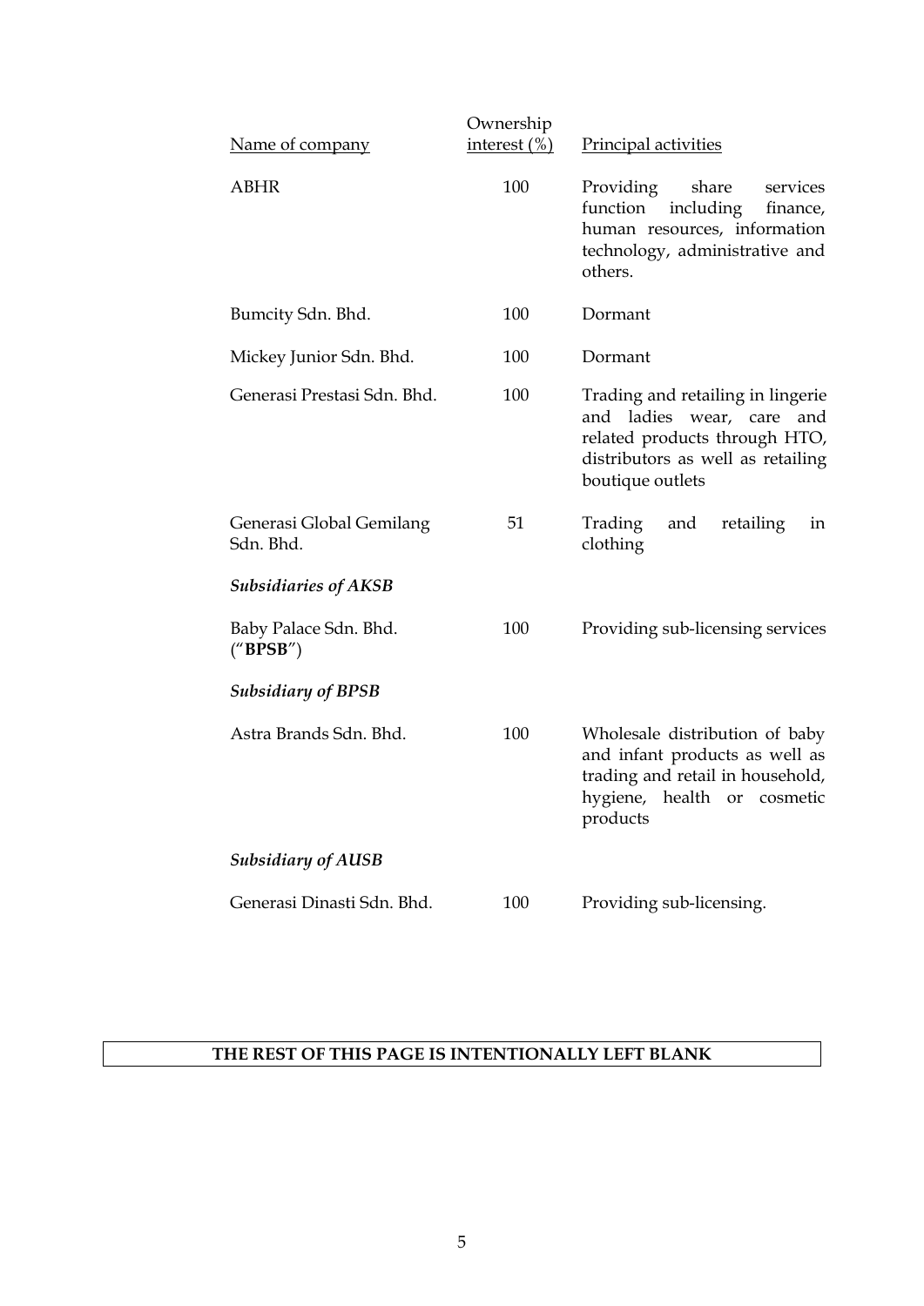| Name of company | Ownership interest (%) | Principal activities |
|---|---|---|
| ABHR | 100 | Providing share services function including finance, human resources, information technology, administrative and others. |
| Bumcity Sdn. Bhd. | 100 | Dormant |
| Mickey Junior Sdn. Bhd. | 100 | Dormant |
| Generasi Prestasi Sdn. Bhd. | 100 | Trading and retailing in lingerie and ladies wear, care and related products through HTO, distributors as well as retailing boutique outlets |
| Generasi Global Gemilang Sdn. Bhd. | 51 | Trading and retailing in clothing |
| ***Subsidiaries of AKSB*** | | |
| Baby Palace Sdn. Bhd. ("**BPSB**") | 100 | Providing sub-licensing services |
| ***Subsidiary of BPSB*** | | |
| Astra Brands Sdn. Bhd. | 100 | Wholesale distribution of baby and infant products as well as trading and retail in household, hygiene, health or cosmetic products |
| ***Subsidiary of AUSB*** | | |
| Generasi Dinasti Sdn. Bhd. | 100 | Providing sub-licensing. |

**THE REST OF THIS PAGE IS INTENTIONALLY LEFT BLANK**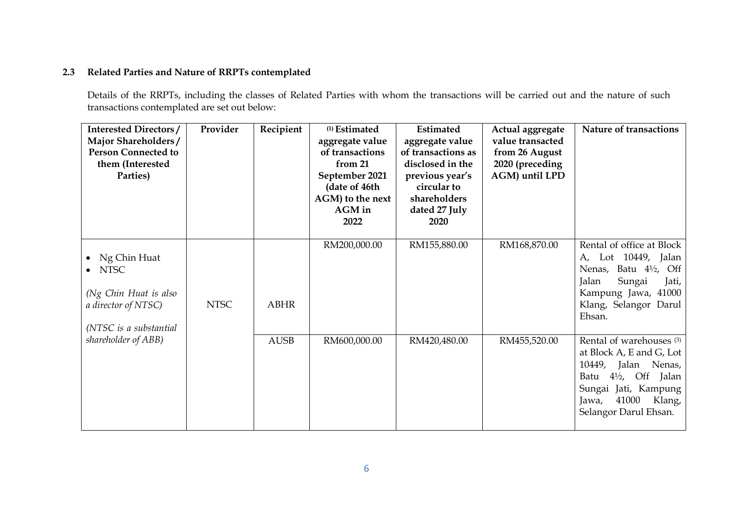### 2.3 Related Parties and Nature of RRPTs contemplated

Details of the RRPTs, including the classes of Related Parties with whom the transactions will be carried out and the nature of such transactions contemplated are set out below:

| Interested Directors / Major Shareholders / Person Connected to them (Interested Parties) | Provider | Recipient | [1] Estimated aggregate value of transactions from 21 September 2021 (date of 46th AGM) to the next AGM in 2022 | Estimated aggregate value of transactions as disclosed in the previous year's circular to shareholders dated 27 July 2020 | Actual aggregate value transacted from 26 August 2020 (preceding AGM) until LPD | Nature of transactions |
|---|---|---|---|---|---|---|
| • Ng Chin Huat<br>• NTSC<br><br>*(Ng Chin Huat is also a director of NTSC)*<br><br>*(NTSC is a substantial shareholder of ABB)* | NTSC | ABHR | RM200,000.00 | RM155,880.00 | RM168,870.00 | Rental of office at Block A, Lot 10449, Jalan Nenas, Batu 4½, Off Jalan Sungai Jati, Kampung Jawa, 41000 Klang, Selangor Darul Ehsan. |
| | | AUSB | RM600,000.00 | RM420,480.00 | RM455,520.00 | Rental of warehouses [3] at Block A, E and G, Lot 10449, Jalan Nenas, Batu 4½, Off Jalan Sungai Jati, Kampung Jawa, 41000 Klang, Selangor Darul Ehsan. |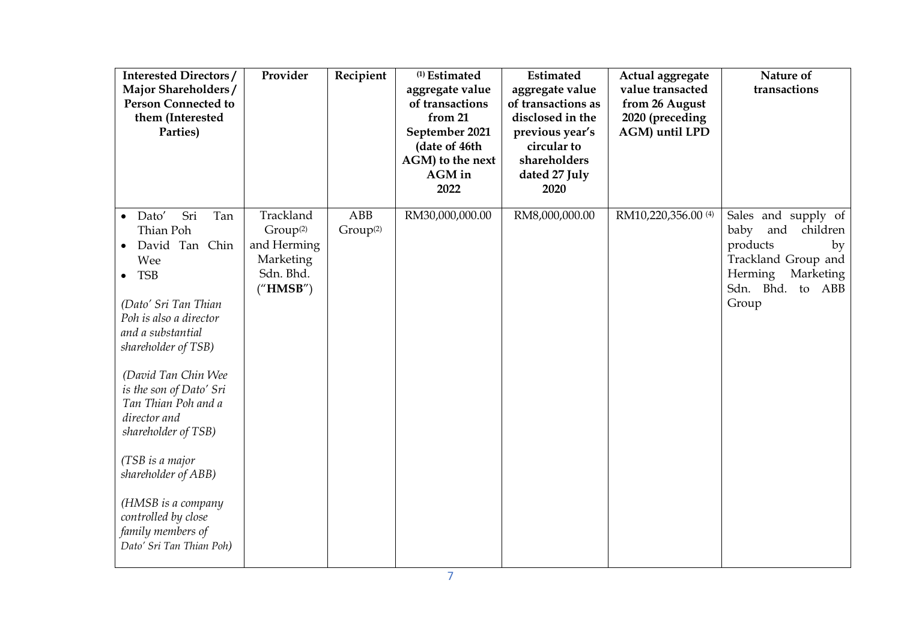| Interested Directors / Major Shareholders / Person Connected to them (Interested Parties) | Provider | Recipient | (1) Estimated aggregate value of transactions from 21 September 2021 (date of 46th AGM) to the next AGM in 2022 | Estimated aggregate value of transactions as disclosed in the previous year's circular to shareholders dated 27 July 2020 | Actual aggregate value transacted from 26 August 2020 (preceding AGM) until LPD | Nature of transactions |
|---|---|---|---|---|---|---|
| • Dato' Sri Tan Thian Poh<br>• David Tan Chin Wee<br>• TSB<br><br>*(Dato' Sri Tan Thian Poh is also a director and a substantial shareholder of TSB)*<br><br>*(David Tan Chin Wee is the son of Dato' Sri Tan Thian Poh and a director and shareholder of TSB)*<br><br>*(TSB is a major shareholder of ABB)*<br><br>*(HMSB is a company controlled by close family members of Dato' Sri Tan Thian Poh)* | Trackland Group[(2)] and Herming Marketing Sdn. Bhd. ("**HMSB**") | ABB Group[(2)] | RM30,000,000.00 | RM8,000,000.00 | RM10,220,356.00 [(4)] | Sales and supply of baby and children products by Trackland Group and Herming Marketing Sdn. Bhd. to ABB Group |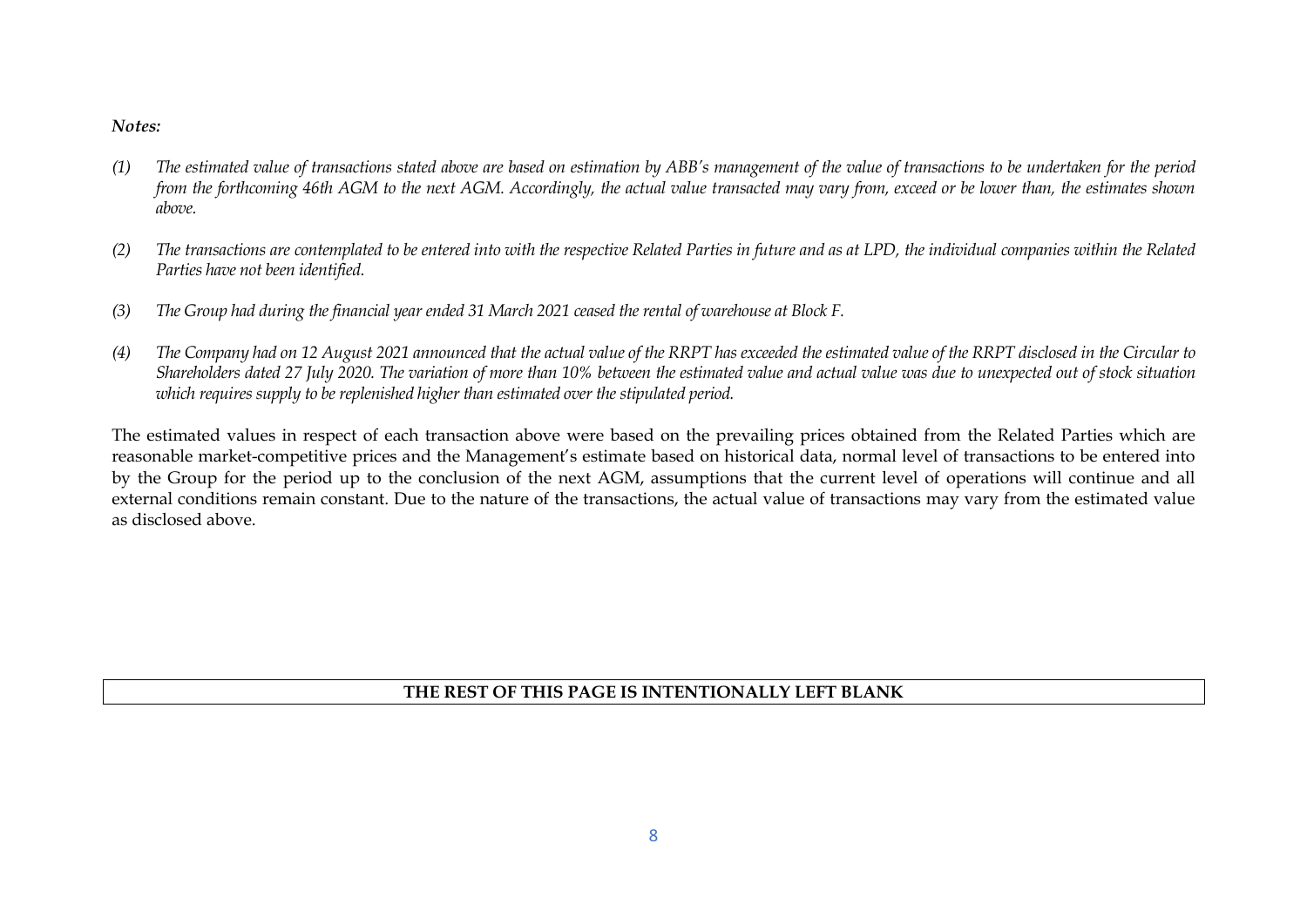***Notes:***

*(1) The estimated value of transactions stated above are based on estimation by ABB's management of the value of transactions to be undertaken for the period from the forthcoming 46th AGM to the next AGM. Accordingly, the actual value transacted may vary from, exceed or be lower than, the estimates shown above.*

*(2) The transactions are contemplated to be entered into with the respective Related Parties in future and as at LPD, the individual companies within the Related Parties have not been identified.*

*(3) The Group had during the financial year ended 31 March 2021 ceased the rental of warehouse at Block F.*

*(4) The Company had on 12 August 2021 announced that the actual value of the RRPT has exceeded the estimated value of the RRPT disclosed in the Circular to Shareholders dated 27 July 2020. The variation of more than 10% between the estimated value and actual value was due to unexpected out of stock situation which requires supply to be replenished higher than estimated over the stipulated period.*

The estimated values in respect of each transaction above were based on the prevailing prices obtained from the Related Parties which are reasonable market-competitive prices and the Management's estimate based on historical data, normal level of transactions to be entered into by the Group for the period up to the conclusion of the next AGM, assumptions that the current level of operations will continue and all external conditions remain constant. Due to the nature of the transactions, the actual value of transactions may vary from the estimated value as disclosed above.

**THE REST OF THIS PAGE IS INTENTIONALLY LEFT BLANK**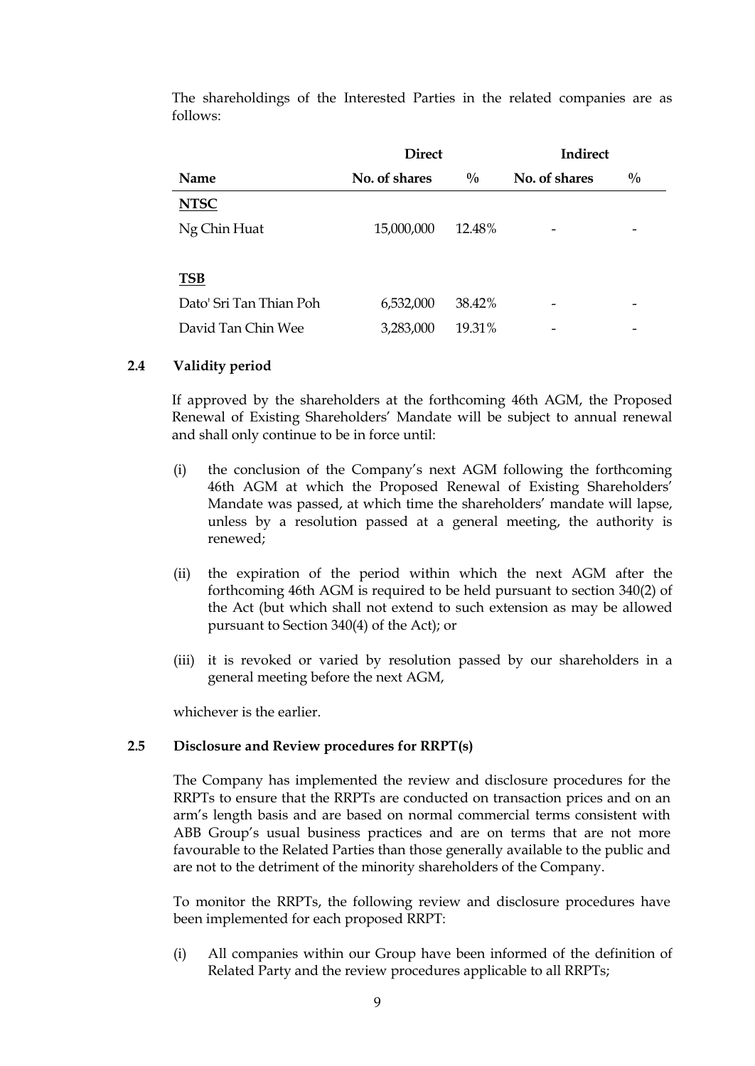The shareholdings of the Interested Parties in the related companies are as follows:

| | Direct | | Indirect | |
|---|---|---|---|---|
| **Name** | **No. of shares** | **%** | **No. of shares** | **%** |
| **NTSC** | | | | |
| Ng Chin Huat | 15,000,000 | 12.48% | - | - |
| **TSB** | | | | |
| Dato' Sri Tan Thian Poh | 6,532,000 | 38.42% | - | - |
| David Tan Chin Wee | 3,283,000 | 19.31% | - | - |

### 2.4 Validity period

If approved by the shareholders at the forthcoming 46th AGM, the Proposed Renewal of Existing Shareholders' Mandate will be subject to annual renewal and shall only continue to be in force until:

(i) the conclusion of the Company's next AGM following the forthcoming 46th AGM at which the Proposed Renewal of Existing Shareholders' Mandate was passed, at which time the shareholders' mandate will lapse, unless by a resolution passed at a general meeting, the authority is renewed;

(ii) the expiration of the period within which the next AGM after the forthcoming 46th AGM is required to be held pursuant to section 340(2) of the Act (but which shall not extend to such extension as may be allowed pursuant to Section 340(4) of the Act); or

(iii) it is revoked or varied by resolution passed by our shareholders in a general meeting before the next AGM,

whichever is the earlier.

### 2.5 Disclosure and Review procedures for RRPT(s)

The Company has implemented the review and disclosure procedures for the RRPTs to ensure that the RRPTs are conducted on transaction prices and on an arm's length basis and are based on normal commercial terms consistent with ABB Group's usual business practices and are on terms that are not more favourable to the Related Parties than those generally available to the public and are not to the detriment of the minority shareholders of the Company.

To monitor the RRPTs, the following review and disclosure procedures have been implemented for each proposed RRPT:

(i) All companies within our Group have been informed of the definition of Related Party and the review procedures applicable to all RRPTs;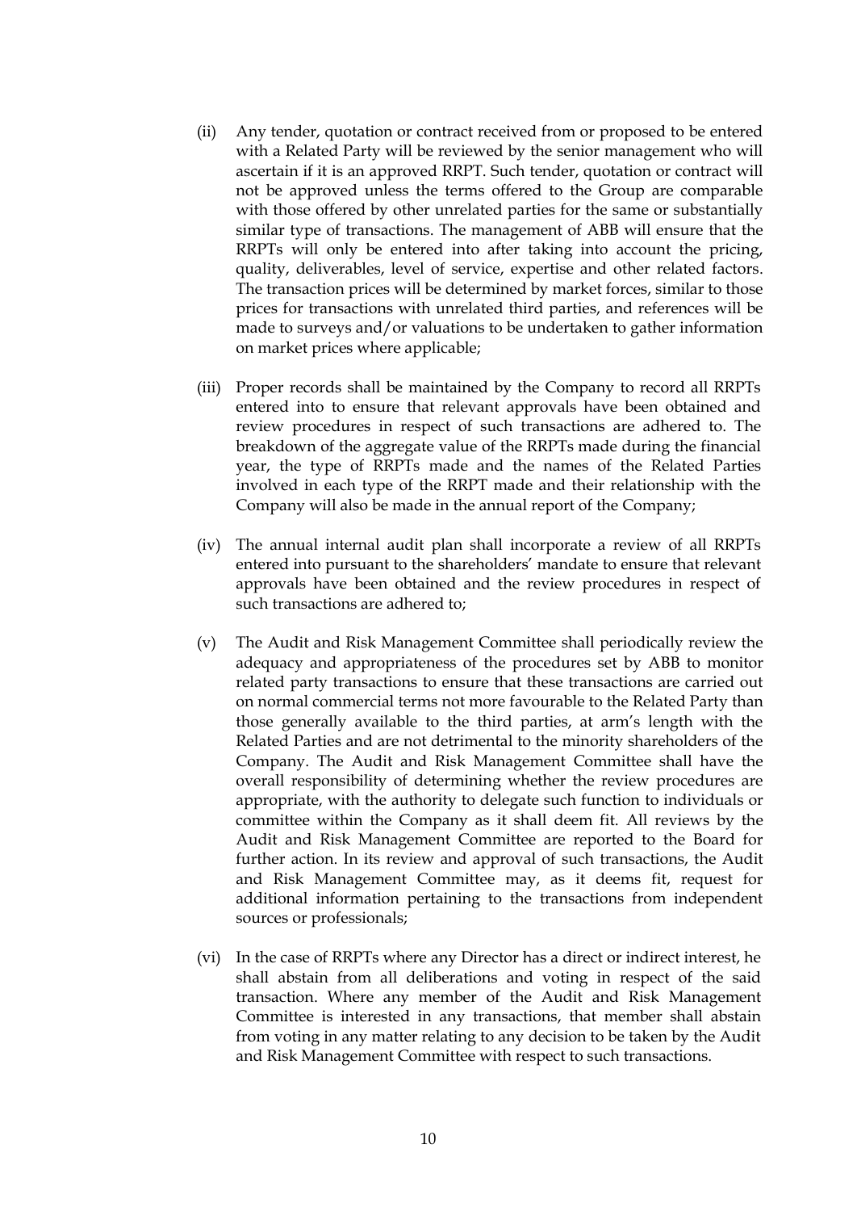(ii) Any tender, quotation or contract received from or proposed to be entered with a Related Party will be reviewed by the senior management who will ascertain if it is an approved RRPT. Such tender, quotation or contract will not be approved unless the terms offered to the Group are comparable with those offered by other unrelated parties for the same or substantially similar type of transactions. The management of ABB will ensure that the RRPTs will only be entered into after taking into account the pricing, quality, deliverables, level of service, expertise and other related factors. The transaction prices will be determined by market forces, similar to those prices for transactions with unrelated third parties, and references will be made to surveys and/or valuations to be undertaken to gather information on market prices where applicable;

(iii) Proper records shall be maintained by the Company to record all RRPTs entered into to ensure that relevant approvals have been obtained and review procedures in respect of such transactions are adhered to. The breakdown of the aggregate value of the RRPTs made during the financial year, the type of RRPTs made and the names of the Related Parties involved in each type of the RRPT made and their relationship with the Company will also be made in the annual report of the Company;

(iv) The annual internal audit plan shall incorporate a review of all RRPTs entered into pursuant to the shareholders' mandate to ensure that relevant approvals have been obtained and the review procedures in respect of such transactions are adhered to;

(v) The Audit and Risk Management Committee shall periodically review the adequacy and appropriateness of the procedures set by ABB to monitor related party transactions to ensure that these transactions are carried out on normal commercial terms not more favourable to the Related Party than those generally available to the third parties, at arm's length with the Related Parties and are not detrimental to the minority shareholders of the Company. The Audit and Risk Management Committee shall have the overall responsibility of determining whether the review procedures are appropriate, with the authority to delegate such function to individuals or committee within the Company as it shall deem fit. All reviews by the Audit and Risk Management Committee are reported to the Board for further action. In its review and approval of such transactions, the Audit and Risk Management Committee may, as it deems fit, request for additional information pertaining to the transactions from independent sources or professionals;

(vi) In the case of RRPTs where any Director has a direct or indirect interest, he shall abstain from all deliberations and voting in respect of the said transaction. Where any member of the Audit and Risk Management Committee is interested in any transactions, that member shall abstain from voting in any matter relating to any decision to be taken by the Audit and Risk Management Committee with respect to such transactions.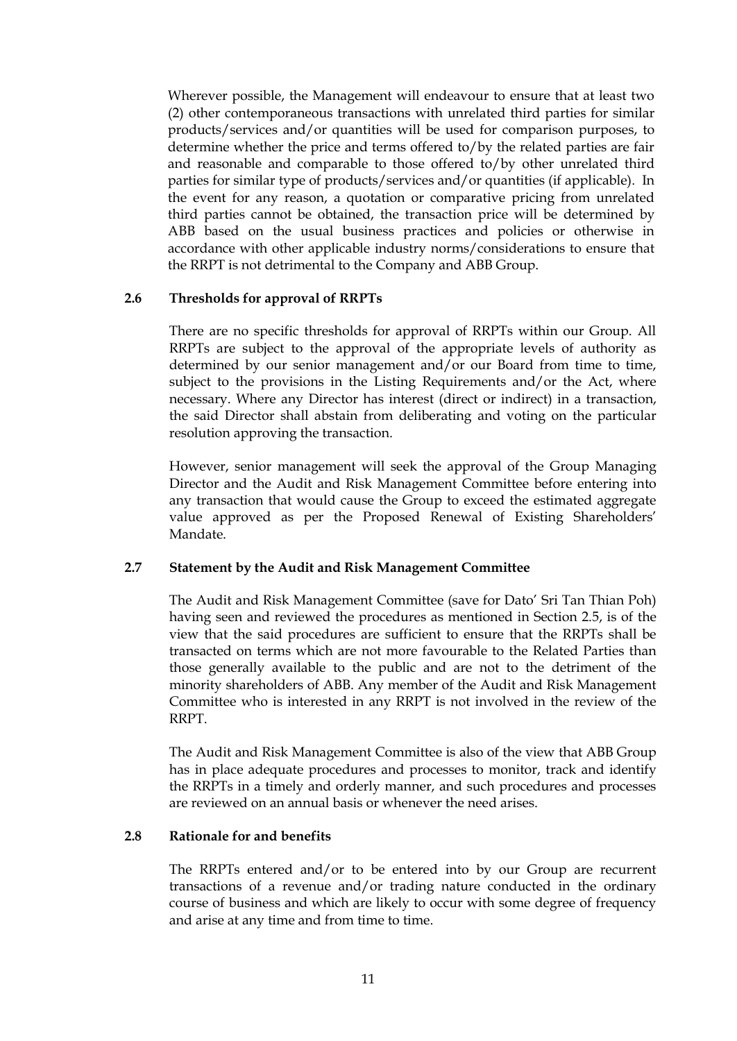Wherever possible, the Management will endeavour to ensure that at least two (2) other contemporaneous transactions with unrelated third parties for similar products/services and/or quantities will be used for comparison purposes, to determine whether the price and terms offered to/by the related parties are fair and reasonable and comparable to those offered to/by other unrelated third parties for similar type of products/services and/or quantities (if applicable). In the event for any reason, a quotation or comparative pricing from unrelated third parties cannot be obtained, the transaction price will be determined by ABB based on the usual business practices and policies or otherwise in accordance with other applicable industry norms/considerations to ensure that the RRPT is not detrimental to the Company and ABB Group.

### 2.6 Thresholds for approval of RRPTs

There are no specific thresholds for approval of RRPTs within our Group. All RRPTs are subject to the approval of the appropriate levels of authority as determined by our senior management and/or our Board from time to time, subject to the provisions in the Listing Requirements and/or the Act, where necessary. Where any Director has interest (direct or indirect) in a transaction, the said Director shall abstain from deliberating and voting on the particular resolution approving the transaction.

However, senior management will seek the approval of the Group Managing Director and the Audit and Risk Management Committee before entering into any transaction that would cause the Group to exceed the estimated aggregate value approved as per the Proposed Renewal of Existing Shareholders' Mandate.

### 2.7 Statement by the Audit and Risk Management Committee

The Audit and Risk Management Committee (save for Dato' Sri Tan Thian Poh) having seen and reviewed the procedures as mentioned in Section 2.5, is of the view that the said procedures are sufficient to ensure that the RRPTs shall be transacted on terms which are not more favourable to the Related Parties than those generally available to the public and are not to the detriment of the minority shareholders of ABB. Any member of the Audit and Risk Management Committee who is interested in any RRPT is not involved in the review of the RRPT.

The Audit and Risk Management Committee is also of the view that ABB Group has in place adequate procedures and processes to monitor, track and identify the RRPTs in a timely and orderly manner, and such procedures and processes are reviewed on an annual basis or whenever the need arises.

### 2.8 Rationale for and benefits

The RRPTs entered and/or to be entered into by our Group are recurrent transactions of a revenue and/or trading nature conducted in the ordinary course of business and which are likely to occur with some degree of frequency and arise at any time and from time to time.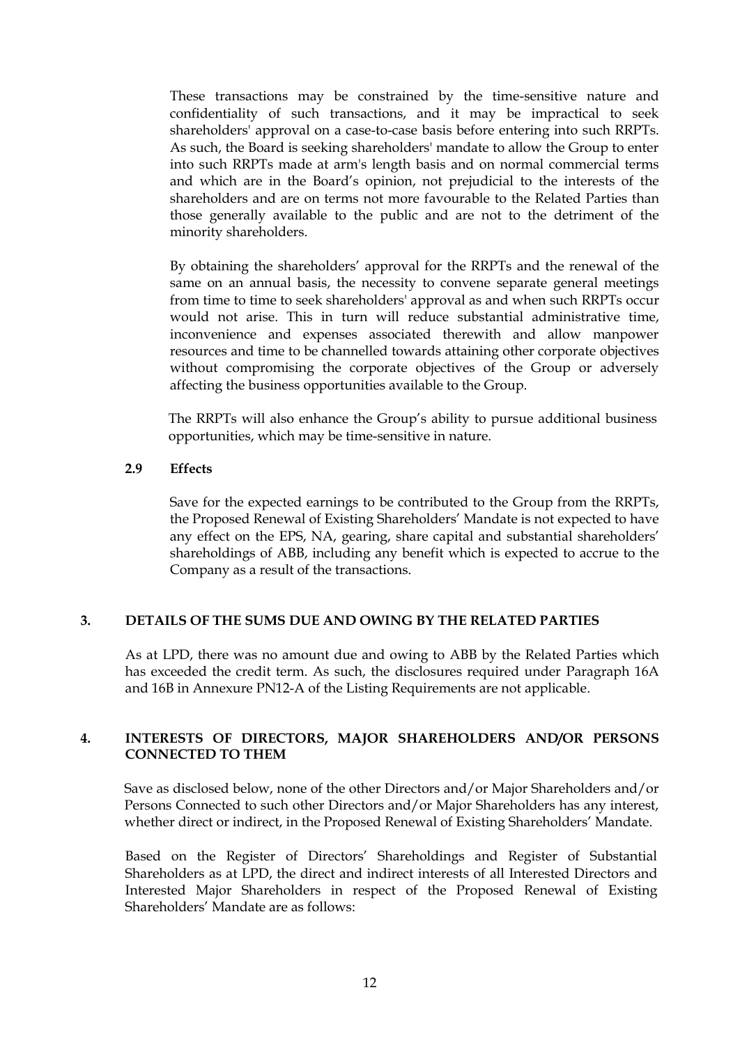These transactions may be constrained by the time-sensitive nature and confidentiality of such transactions, and it may be impractical to seek shareholders' approval on a case-to-case basis before entering into such RRPTs. As such, the Board is seeking shareholders' mandate to allow the Group to enter into such RRPTs made at arm's length basis and on normal commercial terms and which are in the Board's opinion, not prejudicial to the interests of the shareholders and are on terms not more favourable to the Related Parties than those generally available to the public and are not to the detriment of the minority shareholders.

By obtaining the shareholders' approval for the RRPTs and the renewal of the same on an annual basis, the necessity to convene separate general meetings from time to time to seek shareholders' approval as and when such RRPTs occur would not arise. This in turn will reduce substantial administrative time, inconvenience and expenses associated therewith and allow manpower resources and time to be channelled towards attaining other corporate objectives without compromising the corporate objectives of the Group or adversely affecting the business opportunities available to the Group.

The RRPTs will also enhance the Group's ability to pursue additional business opportunities, which may be time-sensitive in nature.

### 2.9 Effects

Save for the expected earnings to be contributed to the Group from the RRPTs, the Proposed Renewal of Existing Shareholders' Mandate is not expected to have any effect on the EPS, NA, gearing, share capital and substantial shareholders' shareholdings of ABB, including any benefit which is expected to accrue to the Company as a result of the transactions.

## 3. DETAILS OF THE SUMS DUE AND OWING BY THE RELATED PARTIES

As at LPD, there was no amount due and owing to ABB by the Related Parties which has exceeded the credit term. As such, the disclosures required under Paragraph 16A and 16B in Annexure PN12-A of the Listing Requirements are not applicable.

## 4. INTERESTS OF DIRECTORS, MAJOR SHAREHOLDERS AND/OR PERSONS CONNECTED TO THEM

Save as disclosed below, none of the other Directors and/or Major Shareholders and/or Persons Connected to such other Directors and/or Major Shareholders has any interest, whether direct or indirect, in the Proposed Renewal of Existing Shareholders' Mandate.

Based on the Register of Directors' Shareholdings and Register of Substantial Shareholders as at LPD, the direct and indirect interests of all Interested Directors and Interested Major Shareholders in respect of the Proposed Renewal of Existing Shareholders' Mandate are as follows: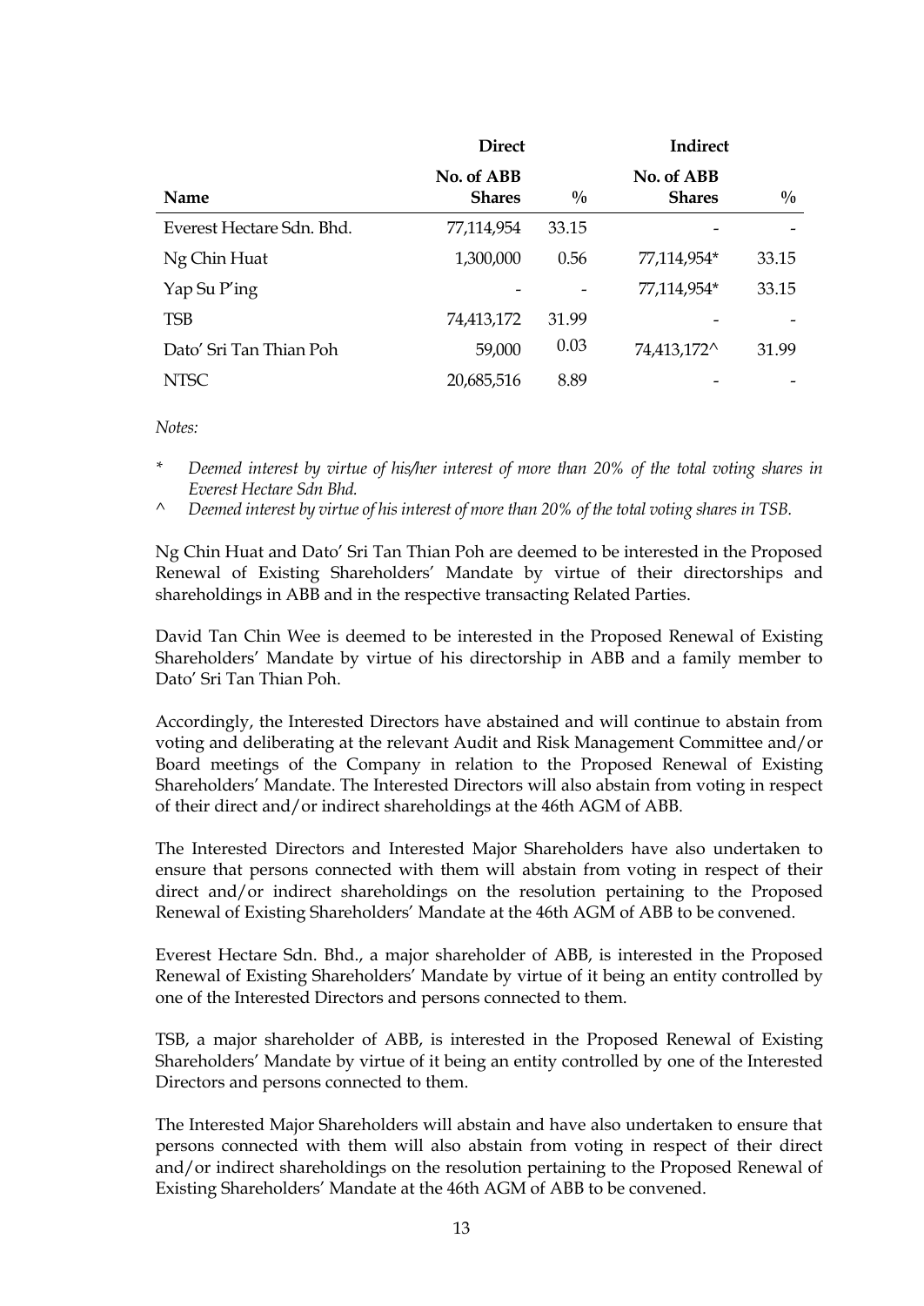| | Direct | | Indirect | |
|---|---|---|---|---|
| Name | No. of ABB Shares | % | No. of ABB Shares | % |
| Everest Hectare Sdn. Bhd. | 77,114,954 | 33.15 | - | - |
| Ng Chin Huat | 1,300,000 | 0.56 | 77,114,954* | 33.15 |
| Yap Su P'ing | - | - | 77,114,954* | 33.15 |
| TSB | 74,413,172 | 31.99 | - | - |
| Dato' Sri Tan Thian Poh | 59,000 | 0.03 | 74,413,172^ | 31.99 |
| NTSC | 20,685,516 | 8.89 | - | - |

*Notes:*

\* *Deemed interest by virtue of his/her interest of more than 20% of the total voting shares in Everest Hectare Sdn Bhd.*

^ *Deemed interest by virtue of his interest of more than 20% of the total voting shares in TSB.*

Ng Chin Huat and Dato' Sri Tan Thian Poh are deemed to be interested in the Proposed Renewal of Existing Shareholders' Mandate by virtue of their directorships and shareholdings in ABB and in the respective transacting Related Parties.

David Tan Chin Wee is deemed to be interested in the Proposed Renewal of Existing Shareholders' Mandate by virtue of his directorship in ABB and a family member to Dato' Sri Tan Thian Poh.

Accordingly, the Interested Directors have abstained and will continue to abstain from voting and deliberating at the relevant Audit and Risk Management Committee and/or Board meetings of the Company in relation to the Proposed Renewal of Existing Shareholders' Mandate. The Interested Directors will also abstain from voting in respect of their direct and/or indirect shareholdings at the 46th AGM of ABB.

The Interested Directors and Interested Major Shareholders have also undertaken to ensure that persons connected with them will abstain from voting in respect of their direct and/or indirect shareholdings on the resolution pertaining to the Proposed Renewal of Existing Shareholders' Mandate at the 46th AGM of ABB to be convened.

Everest Hectare Sdn. Bhd., a major shareholder of ABB, is interested in the Proposed Renewal of Existing Shareholders' Mandate by virtue of it being an entity controlled by one of the Interested Directors and persons connected to them.

TSB, a major shareholder of ABB, is interested in the Proposed Renewal of Existing Shareholders' Mandate by virtue of it being an entity controlled by one of the Interested Directors and persons connected to them.

The Interested Major Shareholders will abstain and have also undertaken to ensure that persons connected with them will also abstain from voting in respect of their direct and/or indirect shareholdings on the resolution pertaining to the Proposed Renewal of Existing Shareholders' Mandate at the 46th AGM of ABB to be convened.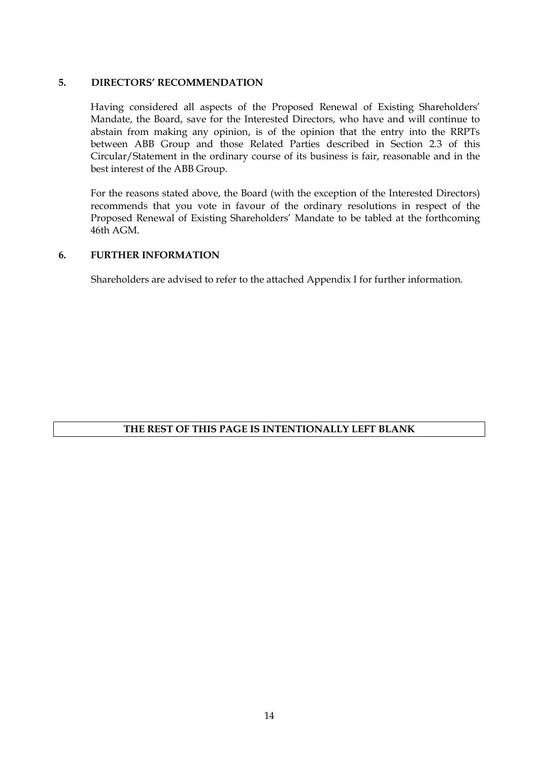## 5. DIRECTORS' RECOMMENDATION

Having considered all aspects of the Proposed Renewal of Existing Shareholders' Mandate, the Board, save for the Interested Directors, who have and will continue to abstain from making any opinion, is of the opinion that the entry into the RRPTs between ABB Group and those Related Parties described in Section 2.3 of this Circular/Statement in the ordinary course of its business is fair, reasonable and in the best interest of the ABB Group.

For the reasons stated above, the Board (with the exception of the Interested Directors) recommends that you vote in favour of the ordinary resolutions in respect of the Proposed Renewal of Existing Shareholders' Mandate to be tabled at the forthcoming 46th AGM.

## 6. FURTHER INFORMATION

Shareholders are advised to refer to the attached Appendix I for further information.

**THE REST OF THIS PAGE IS INTENTIONALLY LEFT BLANK**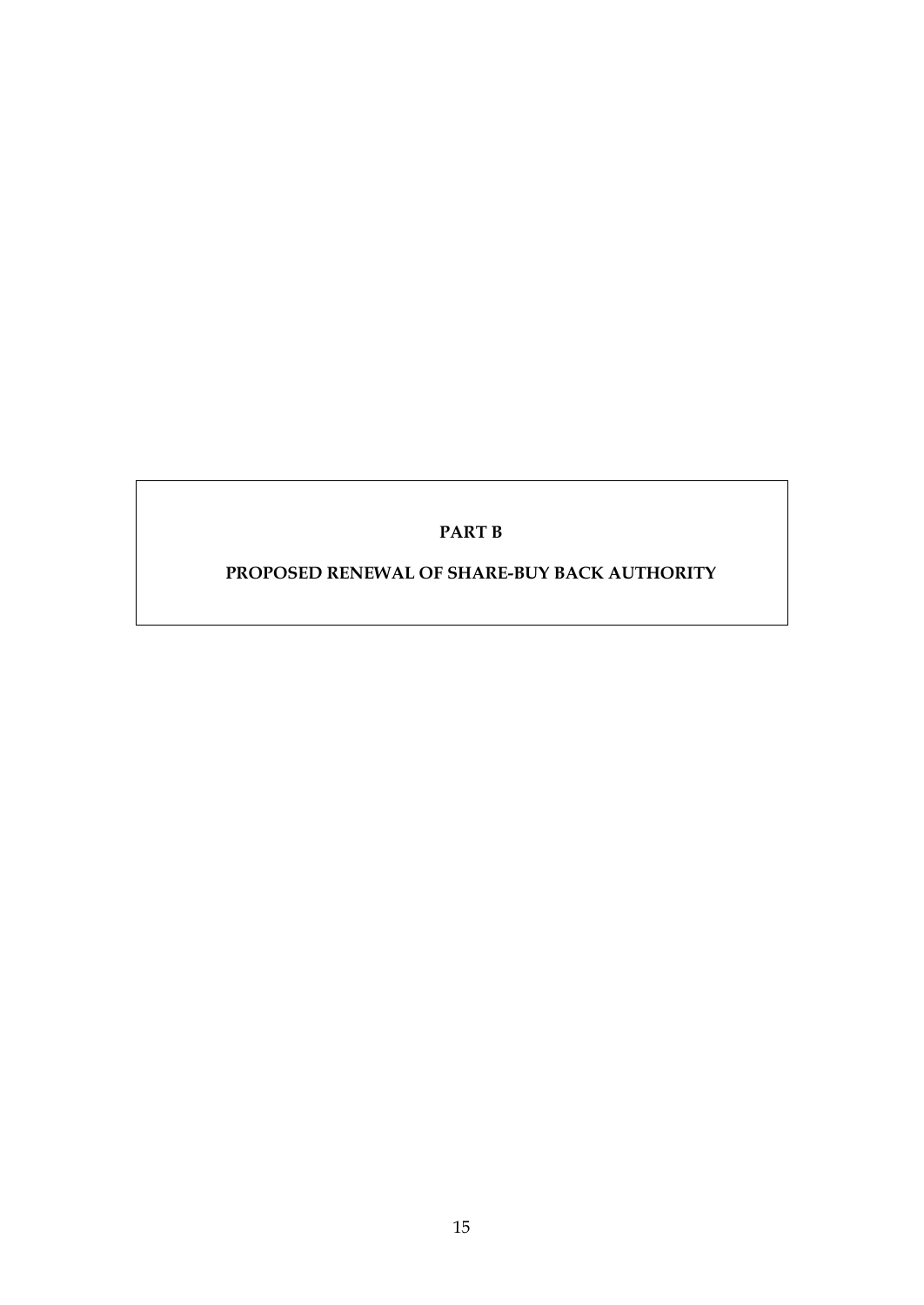# PART B

## PROPOSED RENEWAL OF SHARE-BUY BACK AUTHORITY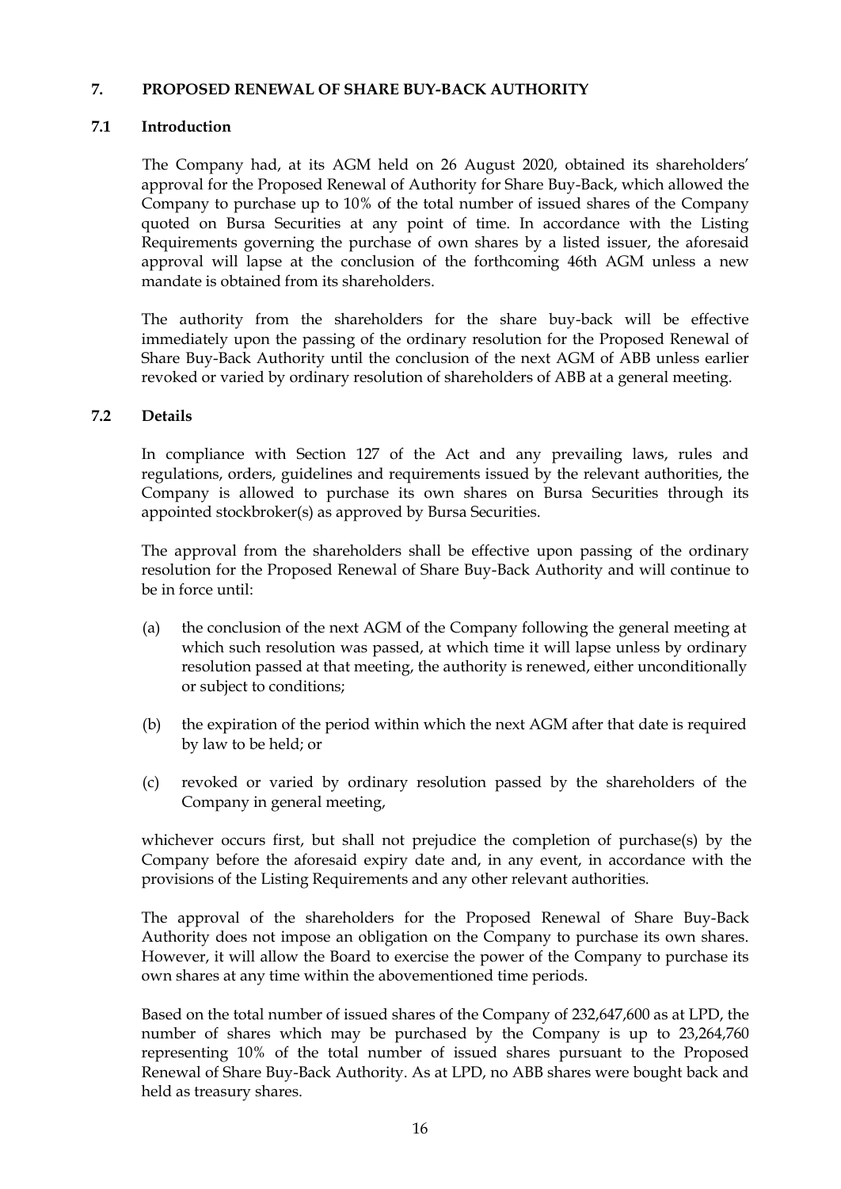## 7. PROPOSED RENEWAL OF SHARE BUY-BACK AUTHORITY

### 7.1 Introduction

The Company had, at its AGM held on 26 August 2020, obtained its shareholders' approval for the Proposed Renewal of Authority for Share Buy-Back, which allowed the Company to purchase up to 10% of the total number of issued shares of the Company quoted on Bursa Securities at any point of time. In accordance with the Listing Requirements governing the purchase of own shares by a listed issuer, the aforesaid approval will lapse at the conclusion of the forthcoming 46th AGM unless a new mandate is obtained from its shareholders.

The authority from the shareholders for the share buy-back will be effective immediately upon the passing of the ordinary resolution for the Proposed Renewal of Share Buy-Back Authority until the conclusion of the next AGM of ABB unless earlier revoked or varied by ordinary resolution of shareholders of ABB at a general meeting.

### 7.2 Details

In compliance with Section 127 of the Act and any prevailing laws, rules and regulations, orders, guidelines and requirements issued by the relevant authorities, the Company is allowed to purchase its own shares on Bursa Securities through its appointed stockbroker(s) as approved by Bursa Securities.

The approval from the shareholders shall be effective upon passing of the ordinary resolution for the Proposed Renewal of Share Buy-Back Authority and will continue to be in force until:

(a) the conclusion of the next AGM of the Company following the general meeting at which such resolution was passed, at which time it will lapse unless by ordinary resolution passed at that meeting, the authority is renewed, either unconditionally or subject to conditions;

(b) the expiration of the period within which the next AGM after that date is required by law to be held; or

(c) revoked or varied by ordinary resolution passed by the shareholders of the Company in general meeting,

whichever occurs first, but shall not prejudice the completion of purchase(s) by the Company before the aforesaid expiry date and, in any event, in accordance with the provisions of the Listing Requirements and any other relevant authorities.

The approval of the shareholders for the Proposed Renewal of Share Buy-Back Authority does not impose an obligation on the Company to purchase its own shares. However, it will allow the Board to exercise the power of the Company to purchase its own shares at any time within the abovementioned time periods.

Based on the total number of issued shares of the Company of 232,647,600 as at LPD, the number of shares which may be purchased by the Company is up to 23,264,760 representing 10% of the total number of issued shares pursuant to the Proposed Renewal of Share Buy-Back Authority. As at LPD, no ABB shares were bought back and held as treasury shares.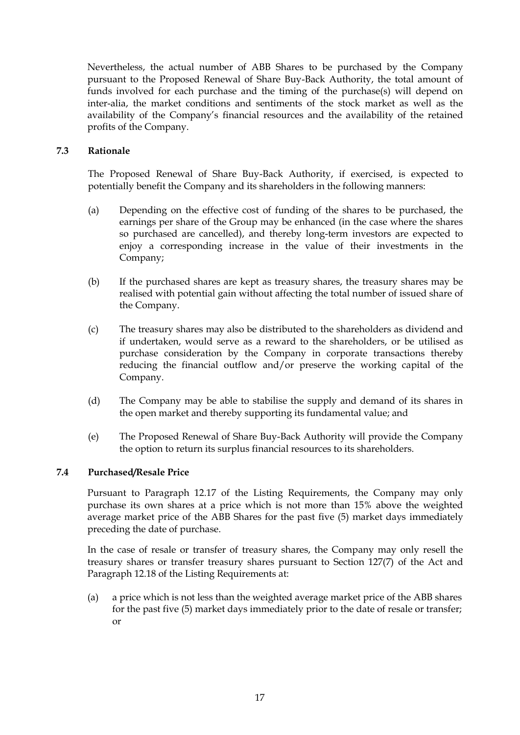Nevertheless, the actual number of ABB Shares to be purchased by the Company pursuant to the Proposed Renewal of Share Buy-Back Authority, the total amount of funds involved for each purchase and the timing of the purchase(s) will depend on inter-alia, the market conditions and sentiments of the stock market as well as the availability of the Company's financial resources and the availability of the retained profits of the Company.

### 7.3 Rationale

The Proposed Renewal of Share Buy-Back Authority, if exercised, is expected to potentially benefit the Company and its shareholders in the following manners:

(a) Depending on the effective cost of funding of the shares to be purchased, the earnings per share of the Group may be enhanced (in the case where the shares so purchased are cancelled), and thereby long-term investors are expected to enjoy a corresponding increase in the value of their investments in the Company;

(b) If the purchased shares are kept as treasury shares, the treasury shares may be realised with potential gain without affecting the total number of issued share of the Company.

(c) The treasury shares may also be distributed to the shareholders as dividend and if undertaken, would serve as a reward to the shareholders, or be utilised as purchase consideration by the Company in corporate transactions thereby reducing the financial outflow and/or preserve the working capital of the Company.

(d) The Company may be able to stabilise the supply and demand of its shares in the open market and thereby supporting its fundamental value; and

(e) The Proposed Renewal of Share Buy-Back Authority will provide the Company the option to return its surplus financial resources to its shareholders.

### 7.4 Purchased/Resale Price

Pursuant to Paragraph 12.17 of the Listing Requirements, the Company may only purchase its own shares at a price which is not more than 15% above the weighted average market price of the ABB Shares for the past five (5) market days immediately preceding the date of purchase.

In the case of resale or transfer of treasury shares, the Company may only resell the treasury shares or transfer treasury shares pursuant to Section 127(7) of the Act and Paragraph 12.18 of the Listing Requirements at:

(a) a price which is not less than the weighted average market price of the ABB shares for the past five (5) market days immediately prior to the date of resale or transfer; or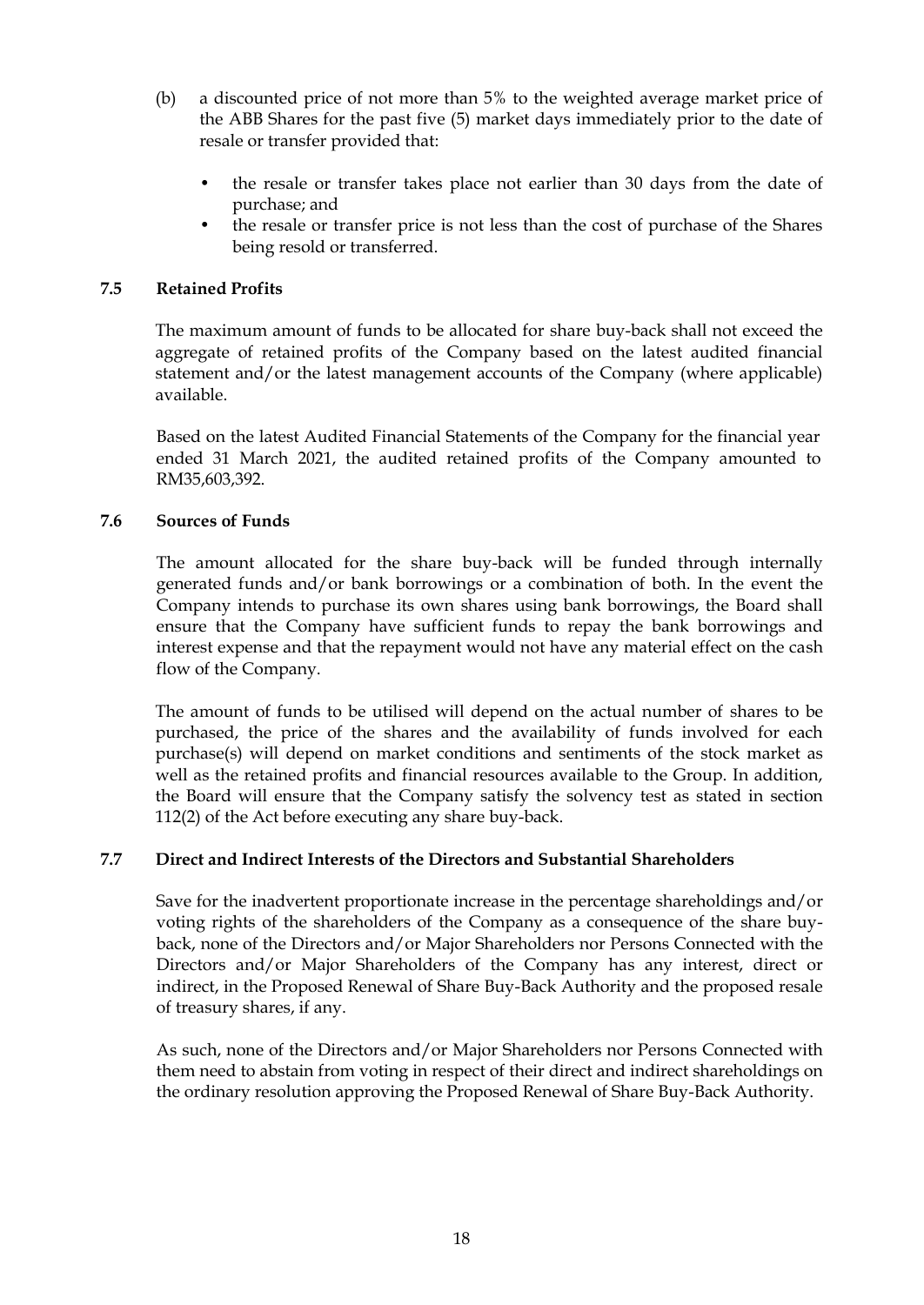(b) a discounted price of not more than 5% to the weighted average market price of the ABB Shares for the past five (5) market days immediately prior to the date of resale or transfer provided that:

   - the resale or transfer takes place not earlier than 30 days from the date of purchase; and
   - the resale or transfer price is not less than the cost of purchase of the Shares being resold or transferred.

### 7.5 Retained Profits

The maximum amount of funds to be allocated for share buy-back shall not exceed the aggregate of retained profits of the Company based on the latest audited financial statement and/or the latest management accounts of the Company (where applicable) available.

Based on the latest Audited Financial Statements of the Company for the financial year ended 31 March 2021, the audited retained profits of the Company amounted to RM35,603,392.

### 7.6 Sources of Funds

The amount allocated for the share buy-back will be funded through internally generated funds and/or bank borrowings or a combination of both. In the event the Company intends to purchase its own shares using bank borrowings, the Board shall ensure that the Company have sufficient funds to repay the bank borrowings and interest expense and that the repayment would not have any material effect on the cash flow of the Company.

The amount of funds to be utilised will depend on the actual number of shares to be purchased, the price of the shares and the availability of funds involved for each purchase(s) will depend on market conditions and sentiments of the stock market as well as the retained profits and financial resources available to the Group. In addition, the Board will ensure that the Company satisfy the solvency test as stated in section 112(2) of the Act before executing any share buy-back.

### 7.7 Direct and Indirect Interests of the Directors and Substantial Shareholders

Save for the inadvertent proportionate increase in the percentage shareholdings and/or voting rights of the shareholders of the Company as a consequence of the share buy-back, none of the Directors and/or Major Shareholders nor Persons Connected with the Directors and/or Major Shareholders of the Company has any interest, direct or indirect, in the Proposed Renewal of Share Buy-Back Authority and the proposed resale of treasury shares, if any.

As such, none of the Directors and/or Major Shareholders nor Persons Connected with them need to abstain from voting in respect of their direct and indirect shareholdings on the ordinary resolution approving the Proposed Renewal of Share Buy-Back Authority.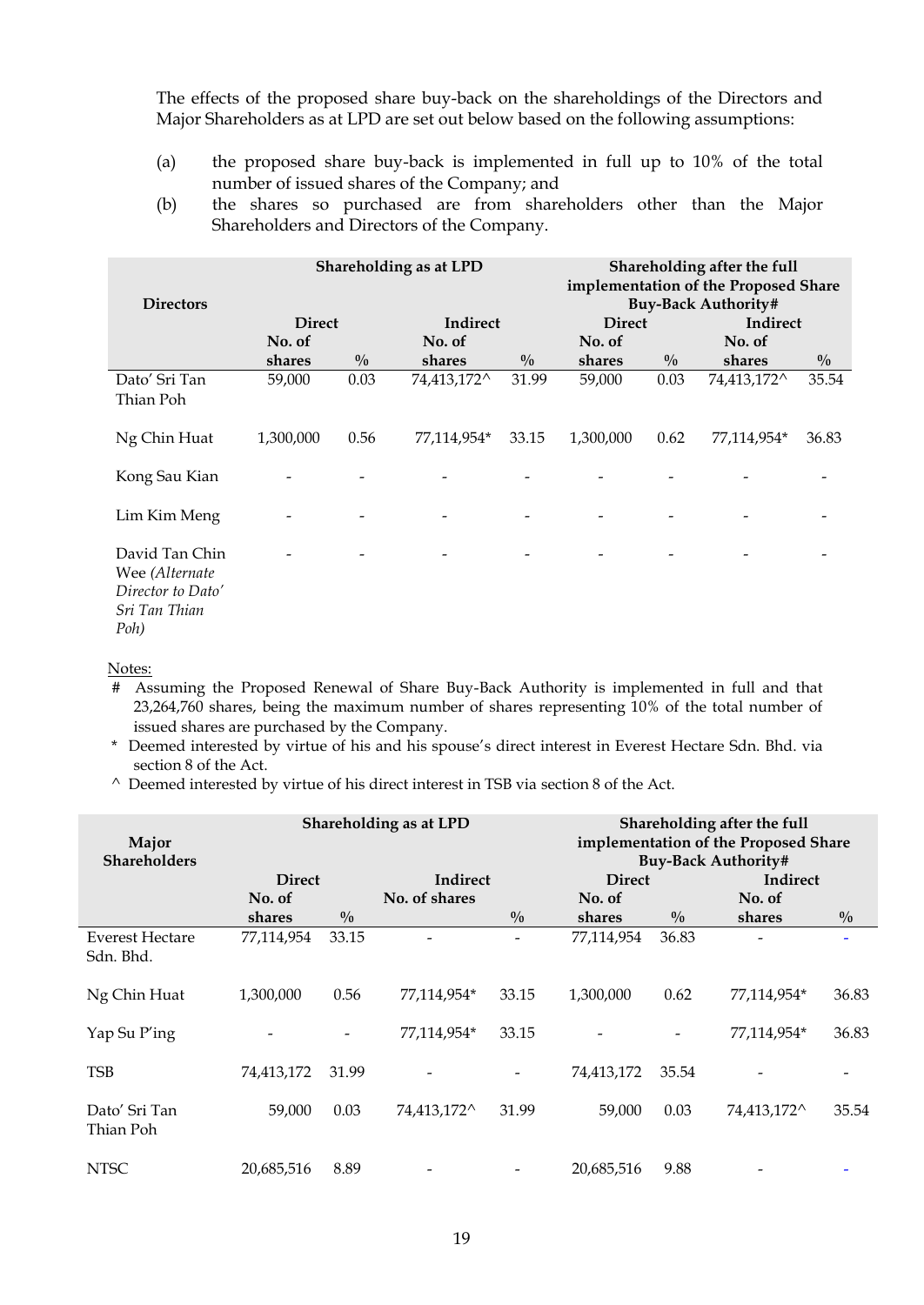The effects of the proposed share buy-back on the shareholdings of the Directors and Major Shareholders as at LPD are set out below based on the following assumptions:

(a) the proposed share buy-back is implemented in full up to 10% of the total number of issued shares of the Company; and

(b) the shares so purchased are from shareholders other than the Major Shareholders and Directors of the Company.

| Directors | Shareholding as at LPD | | | | Shareholding after the full implementation of the Proposed Share Buy-Back Authority# | | | |
|---|---|---|---|---|---|---|---|---|
| | Direct | | Indirect | | Direct | | Indirect | |
| | No. of shares | % | No. of shares | % | No. of shares | % | No. of shares | % |
| Dato' Sri Tan Thian Poh | 59,000 | 0.03 | 74,413,172^ | 31.99 | 59,000 | 0.03 | 74,413,172^ | 35.54 |
| Ng Chin Huat | 1,300,000 | 0.56 | 77,114,954* | 33.15 | 1,300,000 | 0.62 | 77,114,954* | 36.83 |
| Kong Sau Kian | - | - | - | - | - | - | - | - |
| Lim Kim Meng | - | - | - | - | - | - | - | - |
| David Tan Chin Wee *(Alternate Director to Dato' Sri Tan Thian Poh)* | - | - | - | - | - | - | - | - |

Notes:

\# Assuming the Proposed Renewal of Share Buy-Back Authority is implemented in full and that 23,264,760 shares, being the maximum number of shares representing 10% of the total number of issued shares are purchased by the Company.

\* Deemed interested by virtue of his and his spouse's direct interest in Everest Hectare Sdn. Bhd. via section 8 of the Act.

^ Deemed interested by virtue of his direct interest in TSB via section 8 of the Act.

| Major Shareholders | Shareholding as at LPD | | | | Shareholding after the full implementation of the Proposed Share Buy-Back Authority# | | | |
|---|---|---|---|---|---|---|---|---|
| | Direct | | Indirect | | Direct | | Indirect | |
| | No. of shares | % | No. of shares | % | No. of shares | % | No. of shares | % |
| Everest Hectare Sdn. Bhd. | 77,114,954 | 33.15 | - | - | 77,114,954 | 36.83 | - | - |
| Ng Chin Huat | 1,300,000 | 0.56 | 77,114,954* | 33.15 | 1,300,000 | 0.62 | 77,114,954* | 36.83 |
| Yap Su P'ing | - | - | 77,114,954* | 33.15 | - | - | 77,114,954* | 36.83 |
| TSB | 74,413,172 | 31.99 | - | - | 74,413,172 | 35.54 | - | - |
| Dato' Sri Tan Thian Poh | 59,000 | 0.03 | 74,413,172^ | 31.99 | 59,000 | 0.03 | 74,413,172^ | 35.54 |
| NTSC | 20,685,516 | 8.89 | - | - | 20,685,516 | 9.88 | - | - |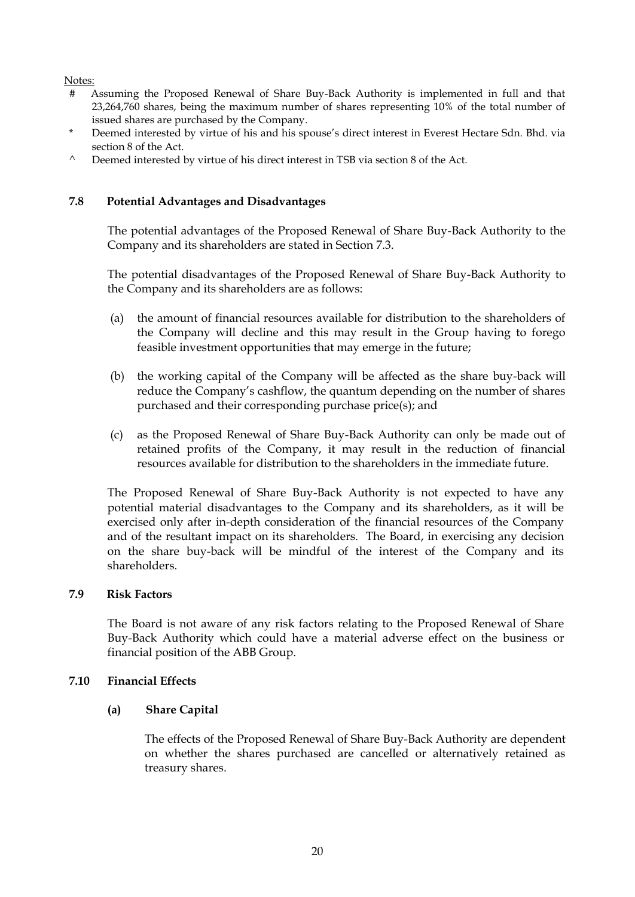Notes:

- \# Assuming the Proposed Renewal of Share Buy-Back Authority is implemented in full and that 23,264,760 shares, being the maximum number of shares representing 10% of the total number of issued shares are purchased by the Company.
- \* Deemed interested by virtue of his and his spouse's direct interest in Everest Hectare Sdn. Bhd. via section 8 of the Act.
- ^ Deemed interested by virtue of his direct interest in TSB via section 8 of the Act.

### 7.8 Potential Advantages and Disadvantages

The potential advantages of the Proposed Renewal of Share Buy-Back Authority to the Company and its shareholders are stated in Section 7.3.

The potential disadvantages of the Proposed Renewal of Share Buy-Back Authority to the Company and its shareholders are as follows:

(a) the amount of financial resources available for distribution to the shareholders of the Company will decline and this may result in the Group having to forego feasible investment opportunities that may emerge in the future;

(b) the working capital of the Company will be affected as the share buy-back will reduce the Company's cashflow, the quantum depending on the number of shares purchased and their corresponding purchase price(s); and

(c) as the Proposed Renewal of Share Buy-Back Authority can only be made out of retained profits of the Company, it may result in the reduction of financial resources available for distribution to the shareholders in the immediate future.

The Proposed Renewal of Share Buy-Back Authority is not expected to have any potential material disadvantages to the Company and its shareholders, as it will be exercised only after in-depth consideration of the financial resources of the Company and of the resultant impact on its shareholders. The Board, in exercising any decision on the share buy-back will be mindful of the interest of the Company and its shareholders.

### 7.9 Risk Factors

The Board is not aware of any risk factors relating to the Proposed Renewal of Share Buy-Back Authority which could have a material adverse effect on the business or financial position of the ABB Group.

### 7.10 Financial Effects

**(a) Share Capital**

The effects of the Proposed Renewal of Share Buy-Back Authority are dependent on whether the shares purchased are cancelled or alternatively retained as treasury shares.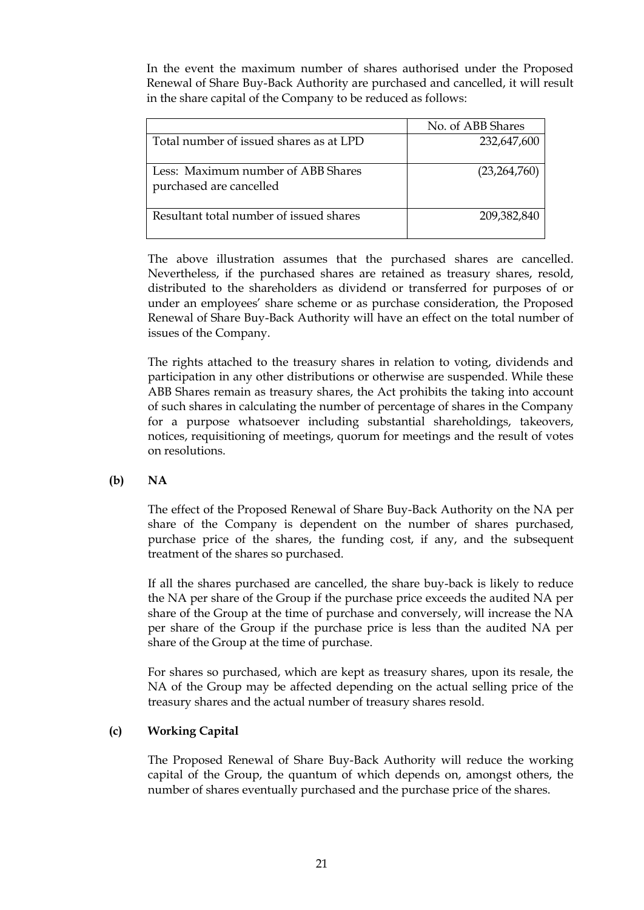In the event the maximum number of shares authorised under the Proposed Renewal of Share Buy-Back Authority are purchased and cancelled, it will result in the share capital of the Company to be reduced as follows:

| | No. of ABB Shares |
|---|---|
| Total number of issued shares as at LPD | 232,647,600 |
| Less: Maximum number of ABB Shares purchased are cancelled | (23,264,760) |
| Resultant total number of issued shares | 209,382,840 |

The above illustration assumes that the purchased shares are cancelled. Nevertheless, if the purchased shares are retained as treasury shares, resold, distributed to the shareholders as dividend or transferred for purposes of or under an employees' share scheme or as purchase consideration, the Proposed Renewal of Share Buy-Back Authority will have an effect on the total number of issues of the Company.

The rights attached to the treasury shares in relation to voting, dividends and participation in any other distributions or otherwise are suspended. While these ABB Shares remain as treasury shares, the Act prohibits the taking into account of such shares in calculating the number of percentage of shares in the Company for a purpose whatsoever including substantial shareholdings, takeovers, notices, requisitioning of meetings, quorum for meetings and the result of votes on resolutions.

**(b) NA**

The effect of the Proposed Renewal of Share Buy-Back Authority on the NA per share of the Company is dependent on the number of shares purchased, purchase price of the shares, the funding cost, if any, and the subsequent treatment of the shares so purchased.

If all the shares purchased are cancelled, the share buy-back is likely to reduce the NA per share of the Group if the purchase price exceeds the audited NA per share of the Group at the time of purchase and conversely, will increase the NA per share of the Group if the purchase price is less than the audited NA per share of the Group at the time of purchase.

For shares so purchased, which are kept as treasury shares, upon its resale, the NA of the Group may be affected depending on the actual selling price of the treasury shares and the actual number of treasury shares resold.

**(c) Working Capital**

The Proposed Renewal of Share Buy-Back Authority will reduce the working capital of the Group, the quantum of which depends on, amongst others, the number of shares eventually purchased and the purchase price of the shares.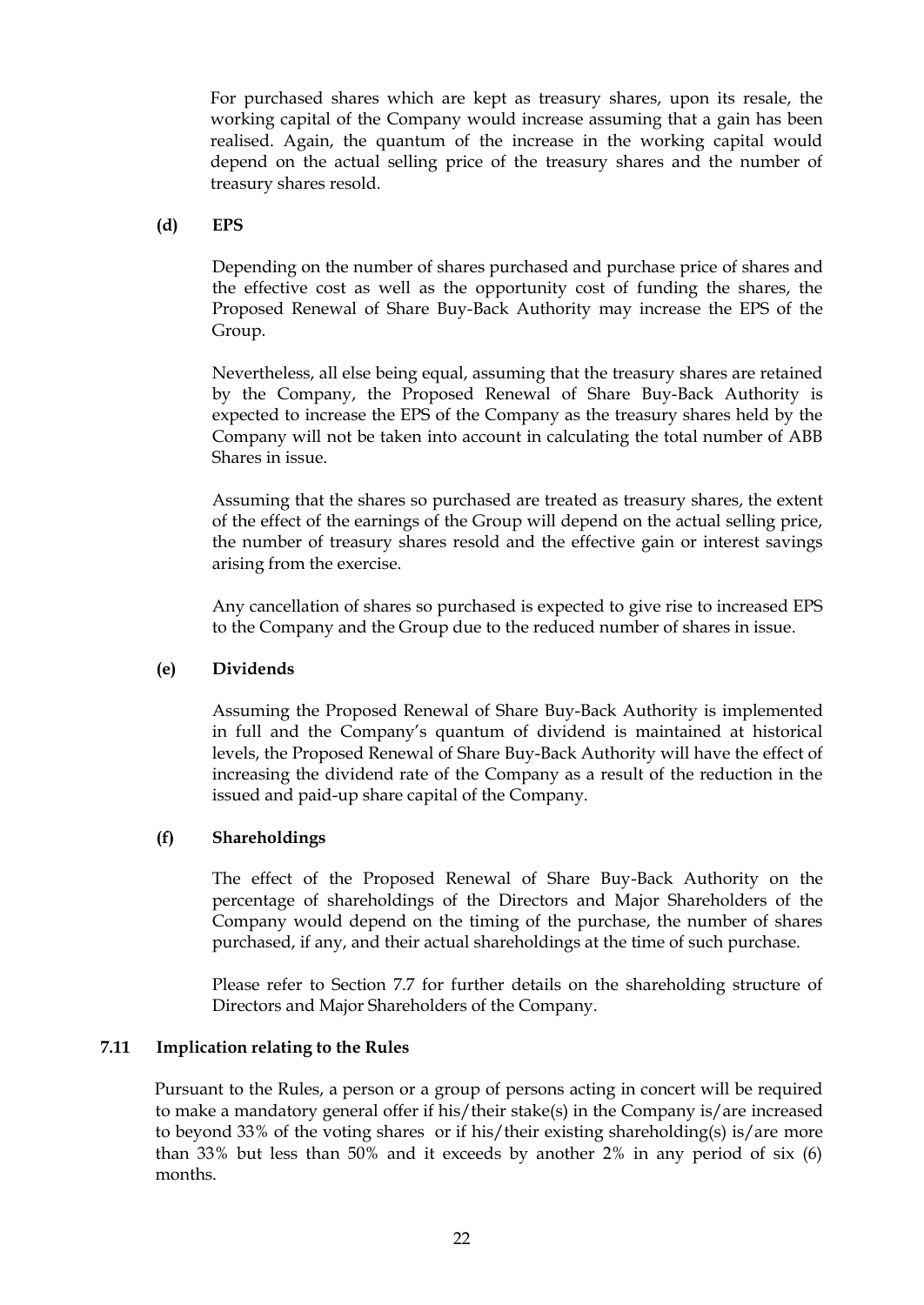For purchased shares which are kept as treasury shares, upon its resale, the working capital of the Company would increase assuming that a gain has been realised. Again, the quantum of the increase in the working capital would depend on the actual selling price of the treasury shares and the number of treasury shares resold.

**(d) EPS**

Depending on the number of shares purchased and purchase price of shares and the effective cost as well as the opportunity cost of funding the shares, the Proposed Renewal of Share Buy-Back Authority may increase the EPS of the Group.

Nevertheless, all else being equal, assuming that the treasury shares are retained by the Company, the Proposed Renewal of Share Buy-Back Authority is expected to increase the EPS of the Company as the treasury shares held by the Company will not be taken into account in calculating the total number of ABB Shares in issue.

Assuming that the shares so purchased are treated as treasury shares, the extent of the effect of the earnings of the Group will depend on the actual selling price, the number of treasury shares resold and the effective gain or interest savings arising from the exercise.

Any cancellation of shares so purchased is expected to give rise to increased EPS to the Company and the Group due to the reduced number of shares in issue.

**(e) Dividends**

Assuming the Proposed Renewal of Share Buy-Back Authority is implemented in full and the Company's quantum of dividend is maintained at historical levels, the Proposed Renewal of Share Buy-Back Authority will have the effect of increasing the dividend rate of the Company as a result of the reduction in the issued and paid-up share capital of the Company.

**(f) Shareholdings**

The effect of the Proposed Renewal of Share Buy-Back Authority on the percentage of shareholdings of the Directors and Major Shareholders of the Company would depend on the timing of the purchase, the number of shares purchased, if any, and their actual shareholdings at the time of such purchase.

Please refer to Section 7.7 for further details on the shareholding structure of Directors and Major Shareholders of the Company.

### 7.11 Implication relating to the Rules

Pursuant to the Rules, a person or a group of persons acting in concert will be required to make a mandatory general offer if his/their stake(s) in the Company is/are increased to beyond 33% of the voting shares or if his/their existing shareholding(s) is/are more than 33% but less than 50% and it exceeds by another 2% in any period of six (6) months.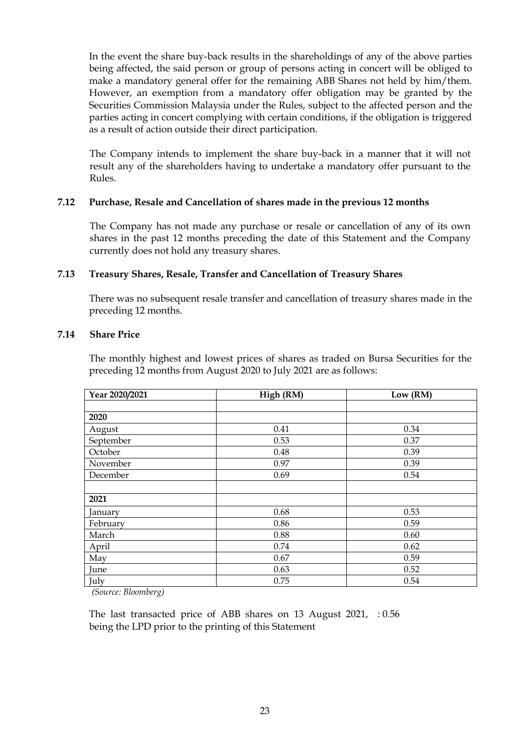In the event the share buy-back results in the shareholdings of any of the above parties being affected, the said person or group of persons acting in concert will be obliged to make a mandatory general offer for the remaining ABB Shares not held by him/them. However, an exemption from a mandatory offer obligation may be granted by the Securities Commission Malaysia under the Rules, subject to the affected person and the parties acting in concert complying with certain conditions, if the obligation is triggered as a result of action outside their direct participation.

The Company intends to implement the share buy-back in a manner that it will not result any of the shareholders having to undertake a mandatory offer pursuant to the Rules.

### 7.12 Purchase, Resale and Cancellation of shares made in the previous 12 months

The Company has not made any purchase or resale or cancellation of any of its own shares in the past 12 months preceding the date of this Statement and the Company currently does not hold any treasury shares.

### 7.13 Treasury Shares, Resale, Transfer and Cancellation of Treasury Shares

There was no subsequent resale transfer and cancellation of treasury shares made in the preceding 12 months.

### 7.14 Share Price

The monthly highest and lowest prices of shares as traded on Bursa Securities for the preceding 12 months from August 2020 to July 2021 are as follows:

| Year 2020/2021 | High (RM) | Low (RM) |
|---|---|---|
| | | |
| **2020** | | |
| August | 0.41 | 0.34 |
| September | 0.53 | 0.37 |
| October | 0.48 | 0.39 |
| November | 0.97 | 0.39 |
| December | 0.69 | 0.54 |
| | | |
| **2021** | | |
| January | 0.68 | 0.53 |
| February | 0.86 | 0.59 |
| March | 0.88 | 0.60 |
| April | 0.74 | 0.62 |
| May | 0.67 | 0.59 |
| June | 0.63 | 0.52 |
| July | 0.75 | 0.54 |

*(Source: Bloomberg)*

The last transacted price of ABB shares on 13 August 2021, : 0.56 being the LPD prior to the printing of this Statement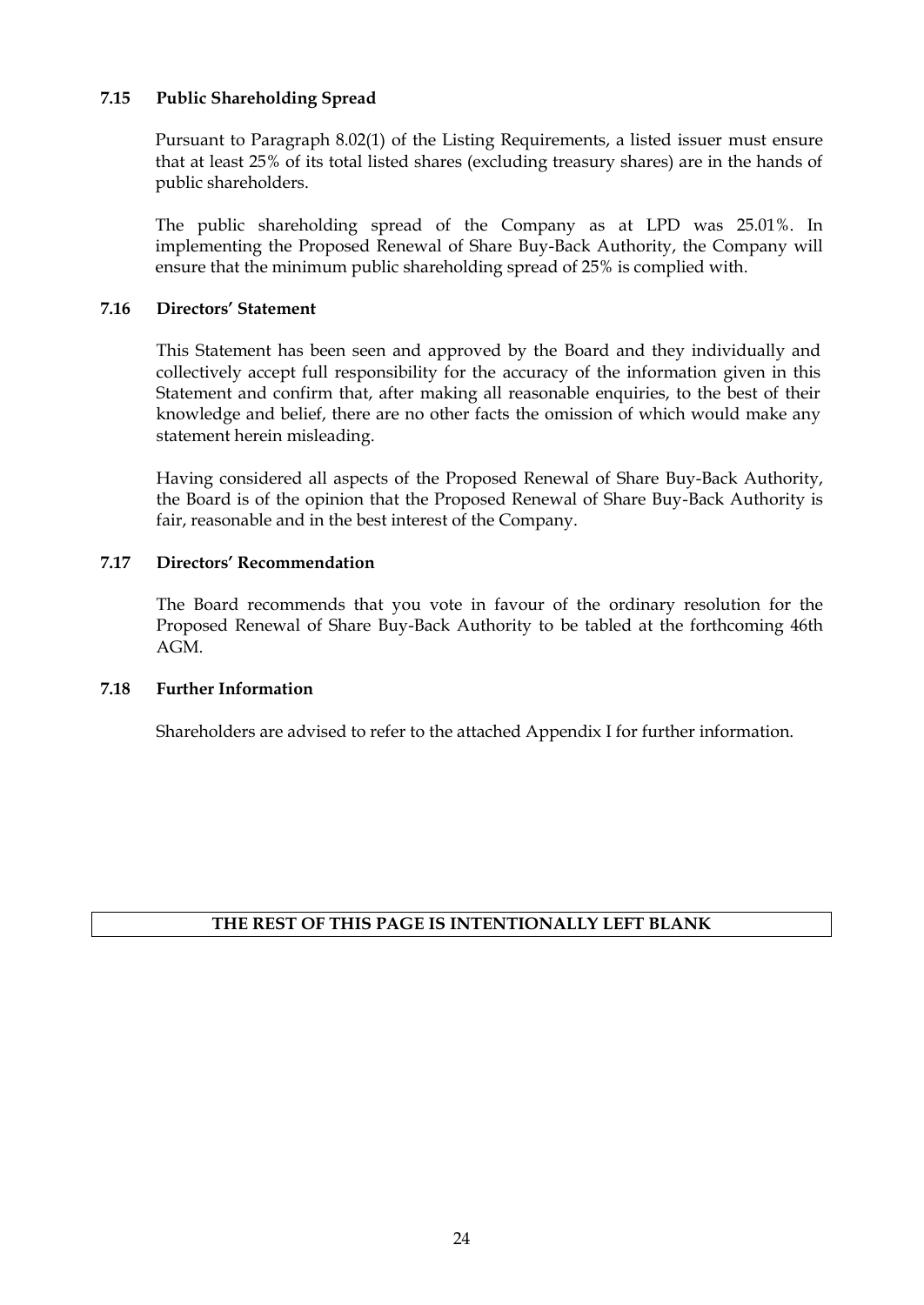### 7.15 Public Shareholding Spread

Pursuant to Paragraph 8.02(1) of the Listing Requirements, a listed issuer must ensure that at least 25% of its total listed shares (excluding treasury shares) are in the hands of public shareholders.

The public shareholding spread of the Company as at LPD was 25.01%. In implementing the Proposed Renewal of Share Buy-Back Authority, the Company will ensure that the minimum public shareholding spread of 25% is complied with.

### 7.16 Directors' Statement

This Statement has been seen and approved by the Board and they individually and collectively accept full responsibility for the accuracy of the information given in this Statement and confirm that, after making all reasonable enquiries, to the best of their knowledge and belief, there are no other facts the omission of which would make any statement herein misleading.

Having considered all aspects of the Proposed Renewal of Share Buy-Back Authority, the Board is of the opinion that the Proposed Renewal of Share Buy-Back Authority is fair, reasonable and in the best interest of the Company.

### 7.17 Directors' Recommendation

The Board recommends that you vote in favour of the ordinary resolution for the Proposed Renewal of Share Buy-Back Authority to be tabled at the forthcoming 46th AGM.

### 7.18 Further Information

Shareholders are advised to refer to the attached Appendix I for further information.

**THE REST OF THIS PAGE IS INTENTIONALLY LEFT BLANK**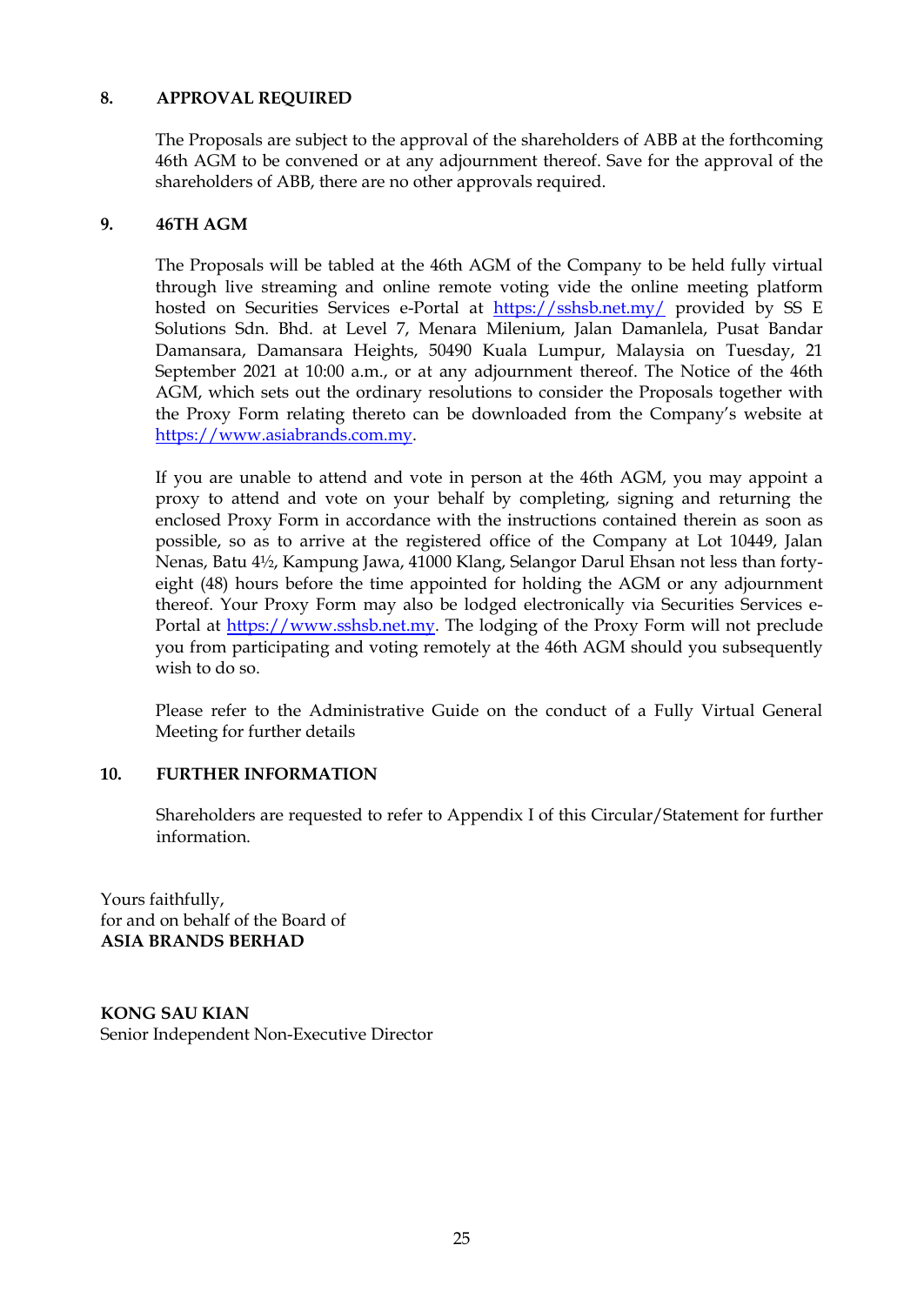## 8. APPROVAL REQUIRED

The Proposals are subject to the approval of the shareholders of ABB at the forthcoming 46th AGM to be convened or at any adjournment thereof. Save for the approval of the shareholders of ABB, there are no other approvals required.

## 9. 46TH AGM

The Proposals will be tabled at the 46th AGM of the Company to be held fully virtual through live streaming and online remote voting vide the online meeting platform hosted on Securities Services e-Portal at https://sshsb.net.my/ provided by SS E Solutions Sdn. Bhd. at Level 7, Menara Milenium, Jalan Damanlela, Pusat Bandar Damansara, Damansara Heights, 50490 Kuala Lumpur, Malaysia on Tuesday, 21 September 2021 at 10:00 a.m., or at any adjournment thereof. The Notice of the 46th AGM, which sets out the ordinary resolutions to consider the Proposals together with the Proxy Form relating thereto can be downloaded from the Company's website at https://www.asiabrands.com.my.

If you are unable to attend and vote in person at the 46th AGM, you may appoint a proxy to attend and vote on your behalf by completing, signing and returning the enclosed Proxy Form in accordance with the instructions contained therein as soon as possible, so as to arrive at the registered office of the Company at Lot 10449, Jalan Nenas, Batu 4½, Kampung Jawa, 41000 Klang, Selangor Darul Ehsan not less than forty-eight (48) hours before the time appointed for holding the AGM or any adjournment thereof. Your Proxy Form may also be lodged electronically via Securities Services e-Portal at https://www.sshsb.net.my. The lodging of the Proxy Form will not preclude you from participating and voting remotely at the 46th AGM should you subsequently wish to do so.

Please refer to the Administrative Guide on the conduct of a Fully Virtual General Meeting for further details

## 10. FURTHER INFORMATION

Shareholders are requested to refer to Appendix I of this Circular/Statement for further information.

Yours faithfully,
for and on behalf of the Board of
**ASIA BRANDS BERHAD**

**KONG SAU KIAN**
Senior Independent Non-Executive Director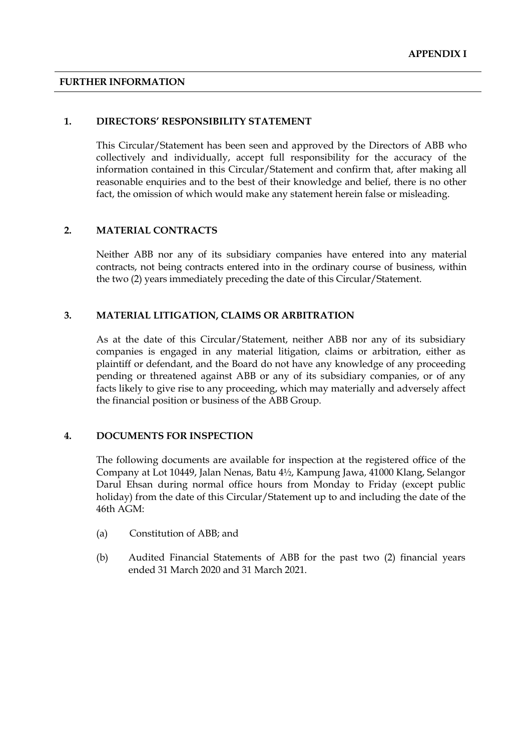**APPENDIX I**

## FURTHER INFORMATION

### 1. DIRECTORS' RESPONSIBILITY STATEMENT

This Circular/Statement has been seen and approved by the Directors of ABB who collectively and individually, accept full responsibility for the accuracy of the information contained in this Circular/Statement and confirm that, after making all reasonable enquiries and to the best of their knowledge and belief, there is no other fact, the omission of which would make any statement herein false or misleading.

### 2. MATERIAL CONTRACTS

Neither ABB nor any of its subsidiary companies have entered into any material contracts, not being contracts entered into in the ordinary course of business, within the two (2) years immediately preceding the date of this Circular/Statement.

### 3. MATERIAL LITIGATION, CLAIMS OR ARBITRATION

As at the date of this Circular/Statement, neither ABB nor any of its subsidiary companies is engaged in any material litigation, claims or arbitration, either as plaintiff or defendant, and the Board do not have any knowledge of any proceeding pending or threatened against ABB or any of its subsidiary companies, or of any facts likely to give rise to any proceeding, which may materially and adversely affect the financial position or business of the ABB Group.

### 4. DOCUMENTS FOR INSPECTION

The following documents are available for inspection at the registered office of the Company at Lot 10449, Jalan Nenas, Batu 4½, Kampung Jawa, 41000 Klang, Selangor Darul Ehsan during normal office hours from Monday to Friday (except public holiday) from the date of this Circular/Statement up to and including the date of the 46th AGM:

(a) Constitution of ABB; and

(b) Audited Financial Statements of ABB for the past two (2) financial years ended 31 March 2020 and 31 March 2021.